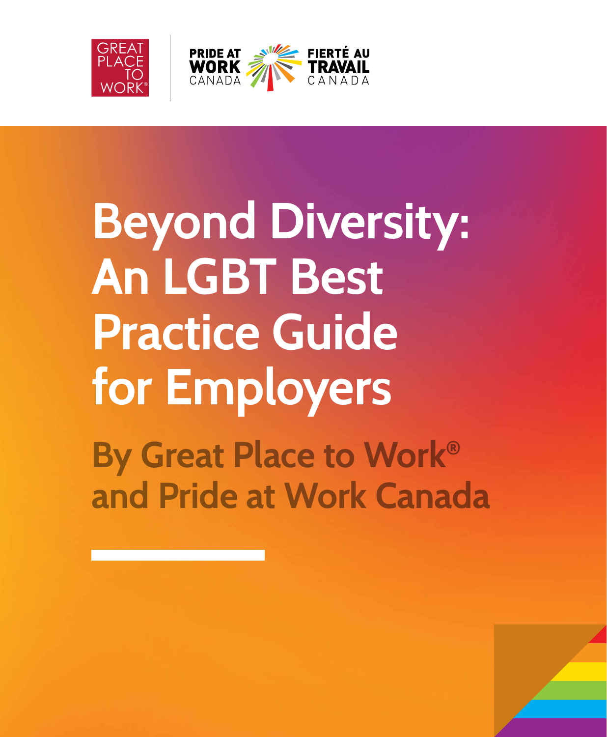GREAT PLACE TO WORK®

PRIDE AT WORK CANADA | FIERTÉ AU TRAVAIL CANADA

# Beyond Diversity: An LGBT Best Practice Guide for Employers

## By Great Place to Work® and Pride at Work Canada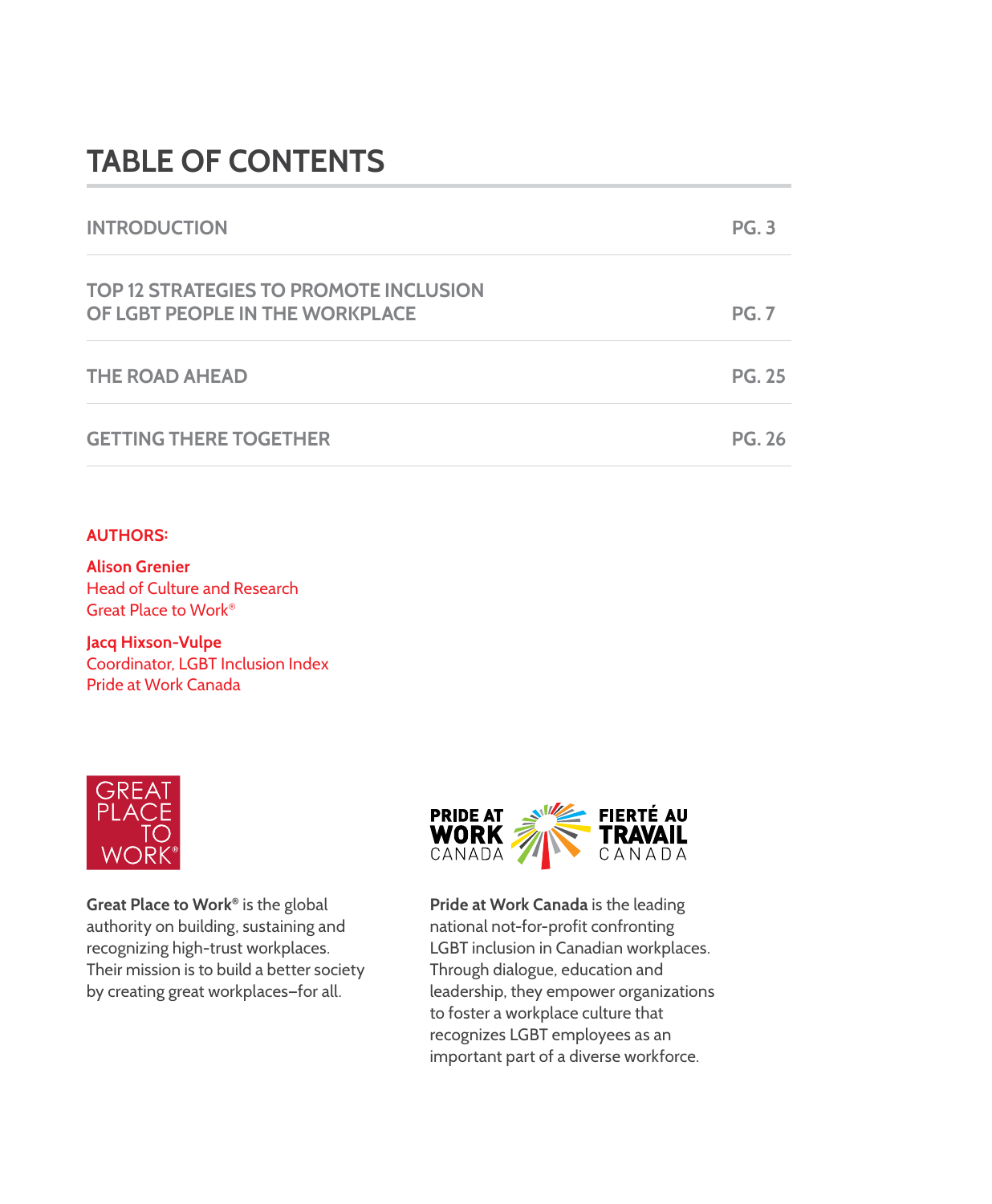# TABLE OF CONTENTS

| | |
|---|---|
| INTRODUCTION | PG. 3 |
| TOP 12 STRATEGIES TO PROMOTE INCLUSION OF LGBT PEOPLE IN THE WORKPLACE | PG. 7 |
| THE ROAD AHEAD | PG. 25 |
| GETTING THERE TOGETHER | PG. 26 |

**AUTHORS:**

**Alison Grenier**
Head of Culture and Research
Great Place to Work®

**Jacq Hixson-Vulpe**
Coordinator, LGBT Inclusion Index
Pride at Work Canada

**Great Place to Work®** is the global authority on building, sustaining and recognizing high-trust workplaces. Their mission is to build a better society by creating great workplaces–for all.

**Pride at Work Canada** is the leading national not-for-profit confronting LGBT inclusion in Canadian workplaces. Through dialogue, education and leadership, they empower organizations to foster a workplace culture that recognizes LGBT employees as an important part of a diverse workforce.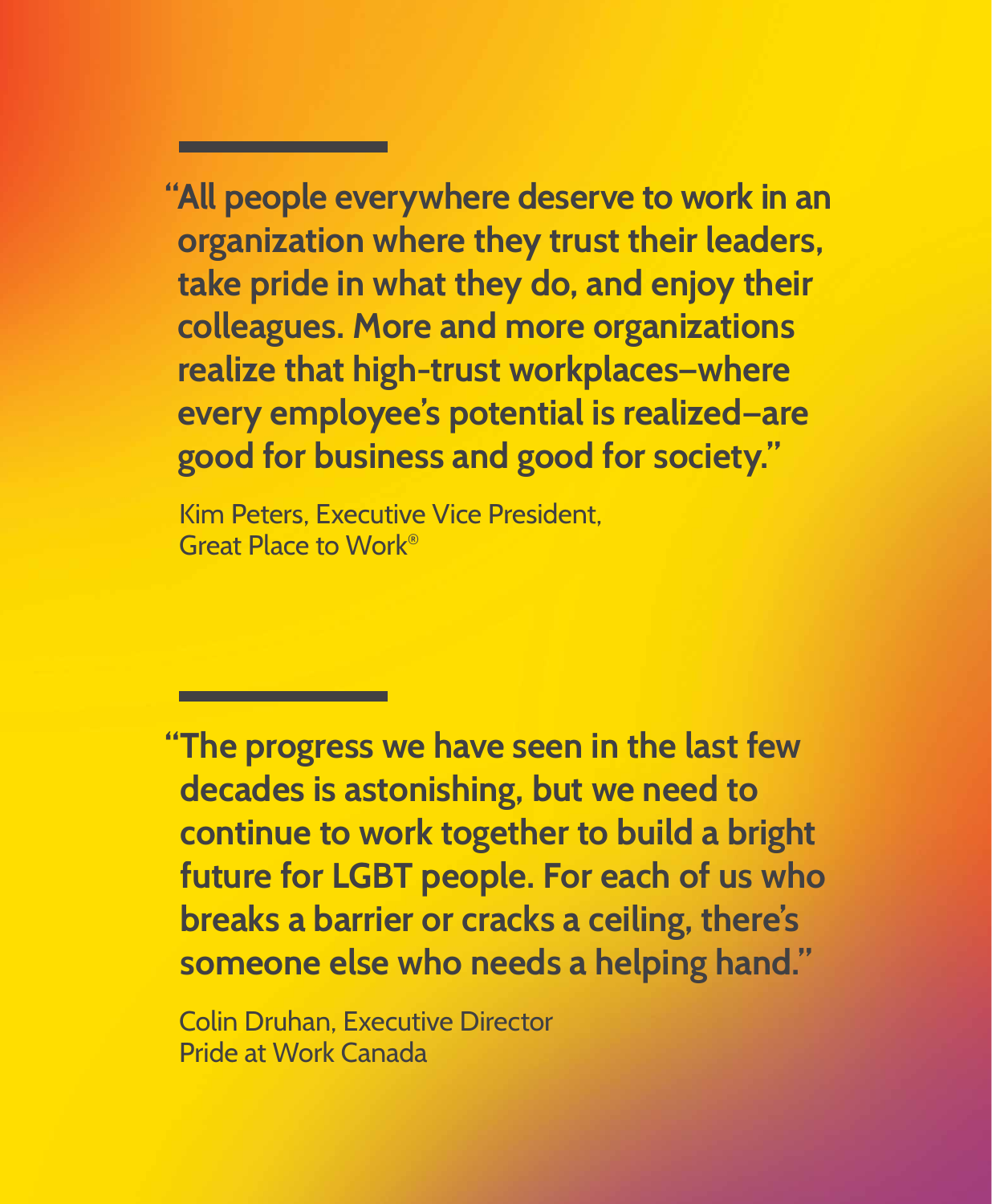**"All people everywhere deserve to work in an organization where they trust their leaders, take pride in what they do, and enjoy their colleagues. More and more organizations realize that high-trust workplaces–where every employee's potential is realized–are good for business and good for society."**

Kim Peters, Executive Vice President,
Great Place to Work®

**"The progress we have seen in the last few decades is astonishing, but we need to continue to work together to build a bright future for LGBT people. For each of us who breaks a barrier or cracks a ceiling, there's someone else who needs a helping hand."**

Colin Druhan, Executive Director
Pride at Work Canada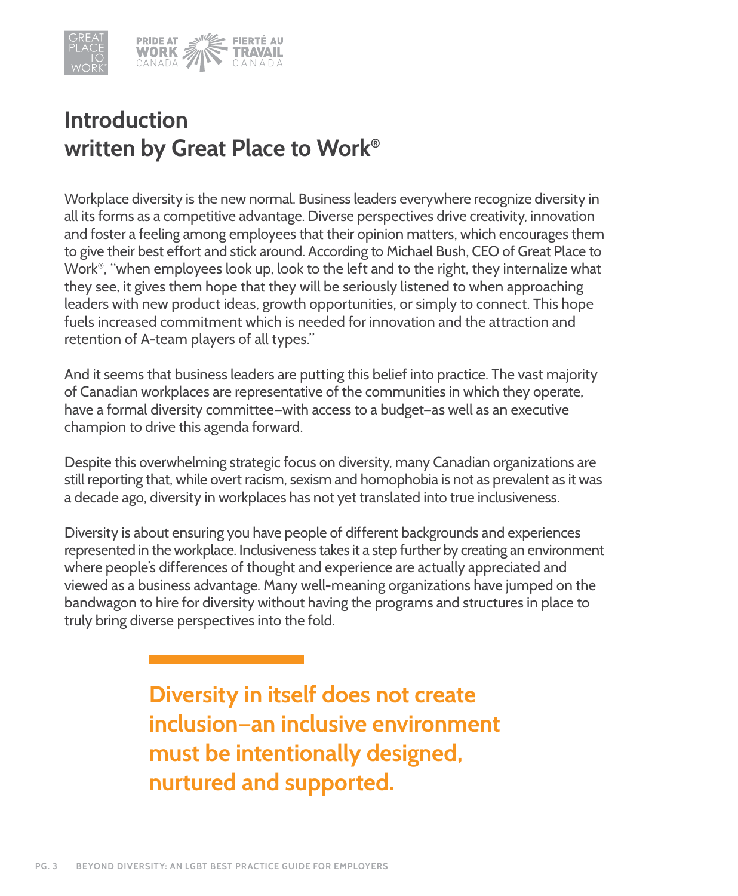# Introduction
# written by Great Place to Work®

Workplace diversity is the new normal. Business leaders everywhere recognize diversity in all its forms as a competitive advantage. Diverse perspectives drive creativity, innovation and foster a feeling among employees that their opinion matters, which encourages them to give their best effort and stick around. According to Michael Bush, CEO of Great Place to Work®, "when employees look up, look to the left and to the right, they internalize what they see, it gives them hope that they will be seriously listened to when approaching leaders with new product ideas, growth opportunities, or simply to connect. This hope fuels increased commitment which is needed for innovation and the attraction and retention of A-team players of all types."

And it seems that business leaders are putting this belief into practice. The vast majority of Canadian workplaces are representative of the communities in which they operate, have a formal diversity committee–with access to a budget–as well as an executive champion to drive this agenda forward.

Despite this overwhelming strategic focus on diversity, many Canadian organizations are still reporting that, while overt racism, sexism and homophobia is not as prevalent as it was a decade ago, diversity in workplaces has not yet translated into true inclusiveness.

Diversity is about ensuring you have people of different backgrounds and experiences represented in the workplace. Inclusiveness takes it a step further by creating an environment where people's differences of thought and experience are actually appreciated and viewed as a business advantage. Many well-meaning organizations have jumped on the bandwagon to hire for diversity without having the programs and structures in place to truly bring diverse perspectives into the fold.

**Diversity in itself does not create inclusion–an inclusive environment must be intentionally designed, nurtured and supported.**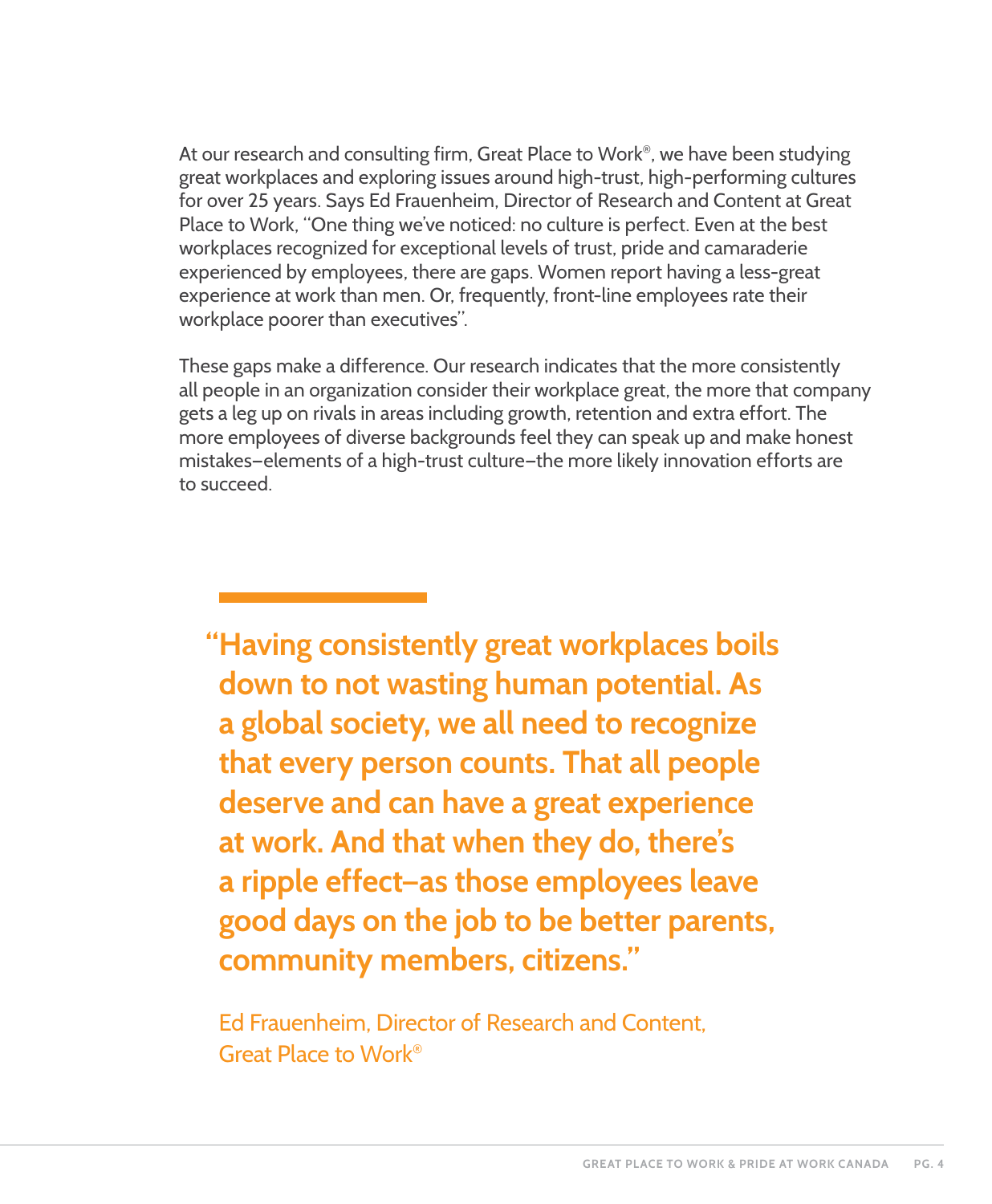At our research and consulting firm, Great Place to Work®, we have been studying great workplaces and exploring issues around high-trust, high-performing cultures for over 25 years. Says Ed Frauenheim, Director of Research and Content at Great Place to Work, "One thing we've noticed: no culture is perfect. Even at the best workplaces recognized for exceptional levels of trust, pride and camaraderie experienced by employees, there are gaps. Women report having a less-great experience at work than men. Or, frequently, front-line employees rate their workplace poorer than executives".

These gaps make a difference. Our research indicates that the more consistently all people in an organization consider their workplace great, the more that company gets a leg up on rivals in areas including growth, retention and extra effort. The more employees of diverse backgrounds feel they can speak up and make honest mistakes–elements of a high-trust culture–the more likely innovation efforts are to succeed.

> **"Having consistently great workplaces boils down to not wasting human potential. As a global society, we all need to recognize that every person counts. That all people deserve and can have a great experience at work. And that when they do, there's a ripple effect–as those employees leave good days on the job to be better parents, community members, citizens."**
>
> Ed Frauenheim, Director of Research and Content, Great Place to Work®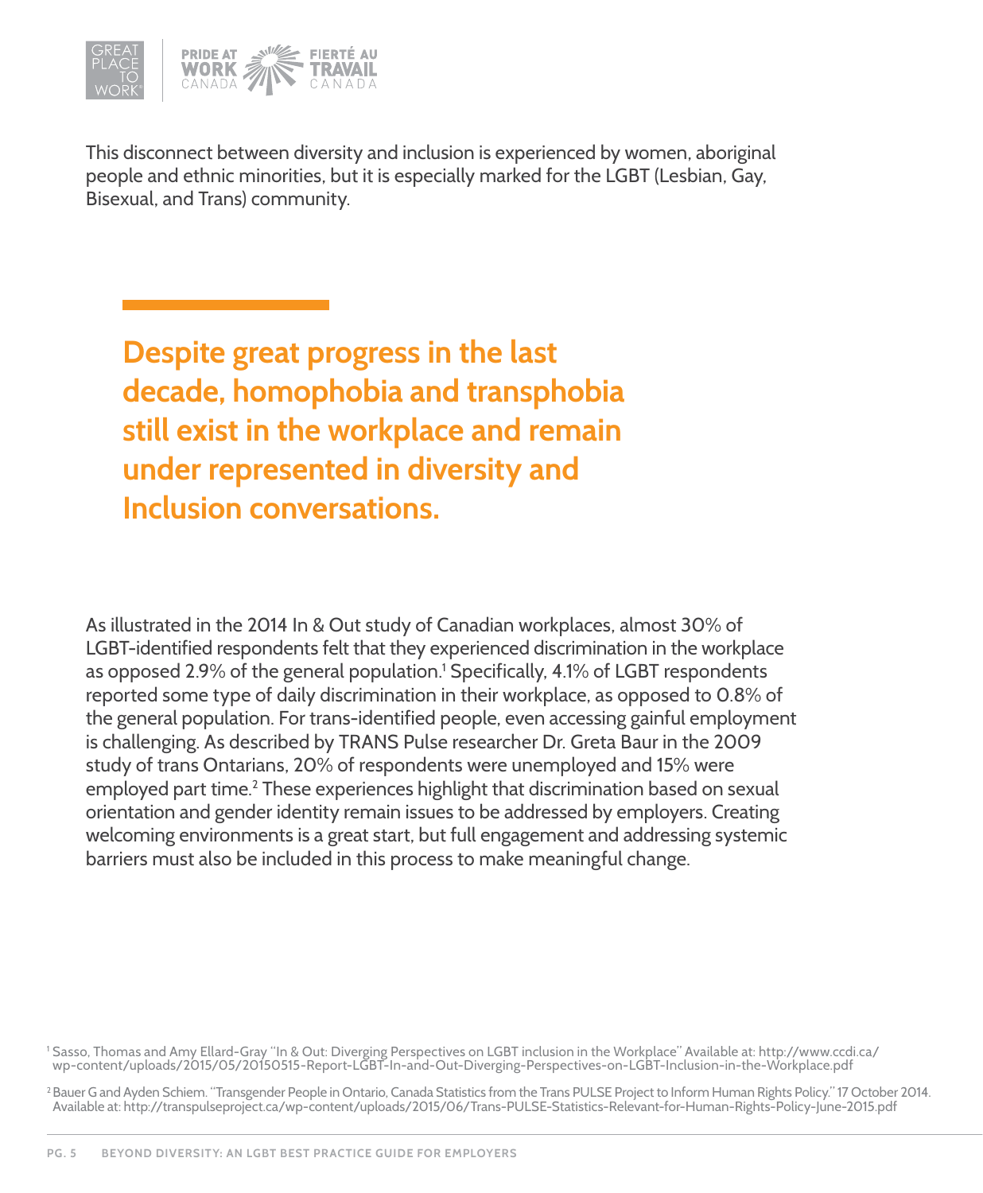This disconnect between diversity and inclusion is experienced by women, aboriginal people and ethnic minorities, but it is especially marked for the LGBT (Lesbian, Gay, Bisexual, and Trans) community.

**Despite great progress in the last decade, homophobia and transphobia still exist in the workplace and remain under represented in diversity and Inclusion conversations.**

As illustrated in the 2014 In & Out study of Canadian workplaces, almost 30% of LGBT-identified respondents felt that they experienced discrimination in the workplace as opposed 2.9% of the general population.[1] Specifically, 4.1% of LGBT respondents reported some type of daily discrimination in their workplace, as opposed to 0.8% of the general population. For trans-identified people, even accessing gainful employment is challenging. As described by TRANS Pulse researcher Dr. Greta Baur in the 2009 study of trans Ontarians, 20% of respondents were unemployed and 15% were employed part time.[2] These experiences highlight that discrimination based on sexual orientation and gender identity remain issues to be addressed by employers. Creating welcoming environments is a great start, but full engagement and addressing systemic barriers must also be included in this process to make meaningful change.

[1] Sasso, Thomas and Amy Ellard-Gray "In & Out: Diverging Perspectives on LGBT inclusion in the Workplace" Available at: http://www.ccdi.ca/wp-content/uploads/2015/05/20150515-Report-LGBT-In-and-Out-Diverging-Perspectives-on-LGBT-Inclusion-in-the-Workplace.pdf

[2] Bauer G and Ayden Schiem. "Transgender People in Ontario, Canada Statistics from the Trans PULSE Project to Inform Human Rights Policy." 17 October 2014. Available at: http://transpulseproject.ca/wp-content/uploads/2015/06/Trans-PULSE-Statistics-Relevant-for-Human-Rights-Policy-June-2015.pdf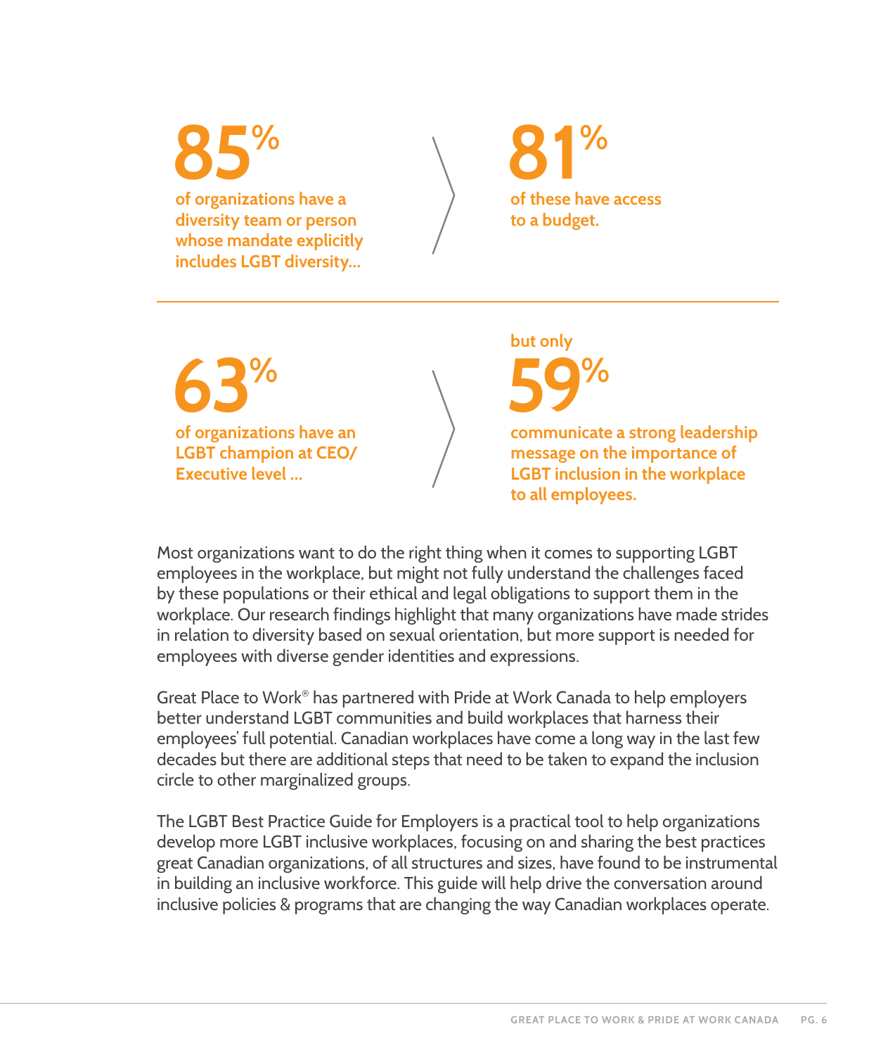**85%**

**of organizations have a diversity team or person whose mandate explicitly includes LGBT diversity...**

**81%**

**of these have access to a budget.**

**63%**

**of organizations have an LGBT champion at CEO/ Executive level ...**

**but only**

**59%**

**communicate a strong leadership message on the importance of LGBT inclusion in the workplace to all employees.**

Most organizations want to do the right thing when it comes to supporting LGBT employees in the workplace, but might not fully understand the challenges faced by these populations or their ethical and legal obligations to support them in the workplace. Our research findings highlight that many organizations have made strides in relation to diversity based on sexual orientation, but more support is needed for employees with diverse gender identities and expressions.

Great Place to Work® has partnered with Pride at Work Canada to help employers better understand LGBT communities and build workplaces that harness their employees' full potential. Canadian workplaces have come a long way in the last few decades but there are additional steps that need to be taken to expand the inclusion circle to other marginalized groups.

The LGBT Best Practice Guide for Employers is a practical tool to help organizations develop more LGBT inclusive workplaces, focusing on and sharing the best practices great Canadian organizations, of all structures and sizes, have found to be instrumental in building an inclusive workforce. This guide will help drive the conversation around inclusive policies & programs that are changing the way Canadian workplaces operate.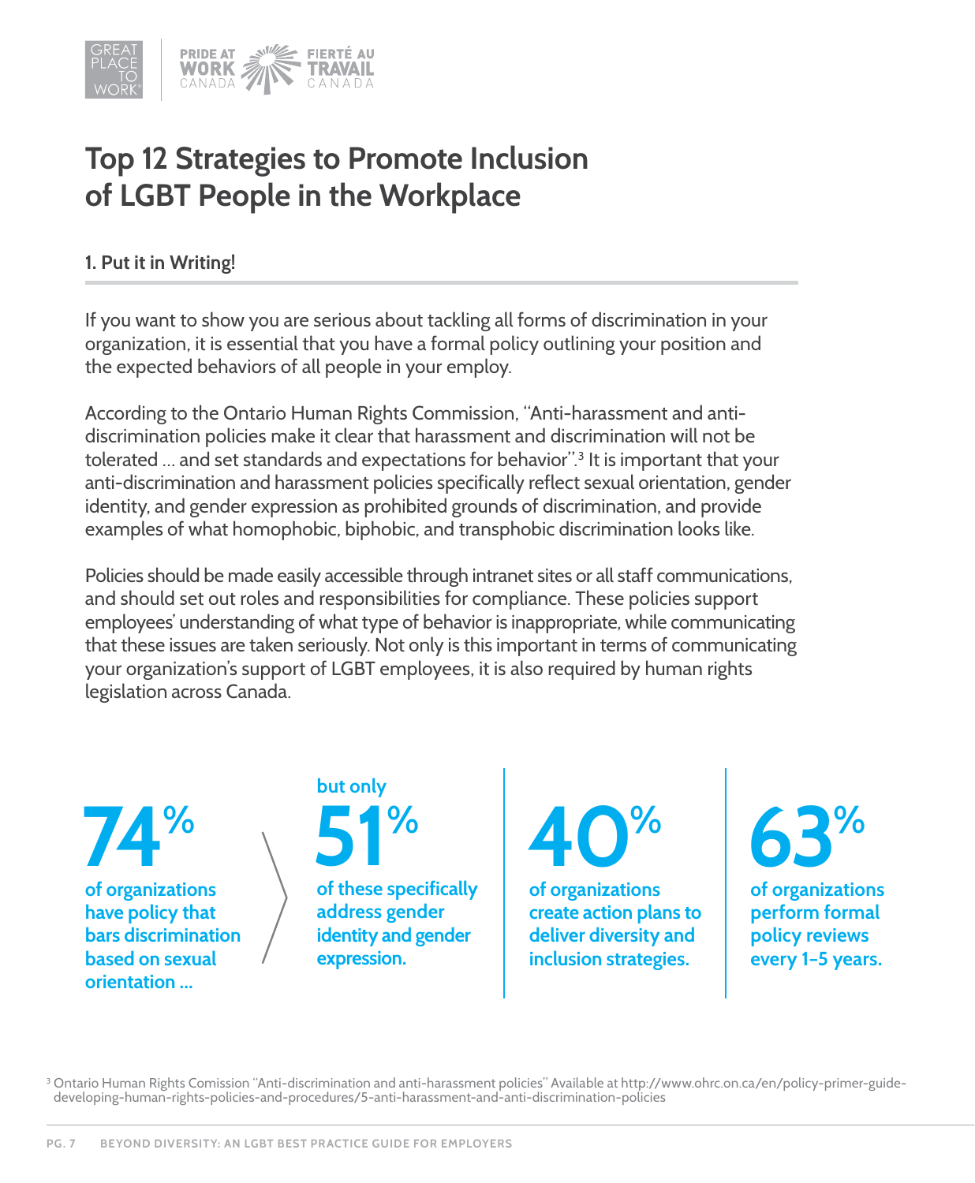# Top 12 Strategies to Promote Inclusion of LGBT People in the Workplace

### 1. Put it in Writing!

If you want to show you are serious about tackling all forms of discrimination in your organization, it is essential that you have a formal policy outlining your position and the expected behaviors of all people in your employ.

According to the Ontario Human Rights Commission, "Anti-harassment and anti-discrimination policies make it clear that harassment and discrimination will not be tolerated ... and set standards and expectations for behavior".[3] It is important that your anti-discrimination and harassment policies specifically reflect sexual orientation, gender identity, and gender expression as prohibited grounds of discrimination, and provide examples of what homophobic, biphobic, and transphobic discrimination looks like.

Policies should be made easily accessible through intranet sites or all staff communications, and should set out roles and responsibilities for compliance. These policies support employees' understanding of what type of behavior is inappropriate, while communicating that these issues are taken seriously. Not only is this important in terms of communicating your organization's support of LGBT employees, it is also required by human rights legislation across Canada.

**74%** of organizations have policy that bars discrimination based on sexual orientation ...

but only **51%** of these specifically address gender identity and gender expression.

**40%** of organizations create action plans to deliver diversity and inclusion strategies.

**63%** of organizations perform formal policy reviews every 1–5 years.

[3] Ontario Human Rights Comission "Anti-discrimination and anti-harassment policies" Available at http://www.ohrc.on.ca/en/policy-primer-guide-developing-human-rights-policies-and-procedures/5-anti-harassment-and-anti-discrimination-policies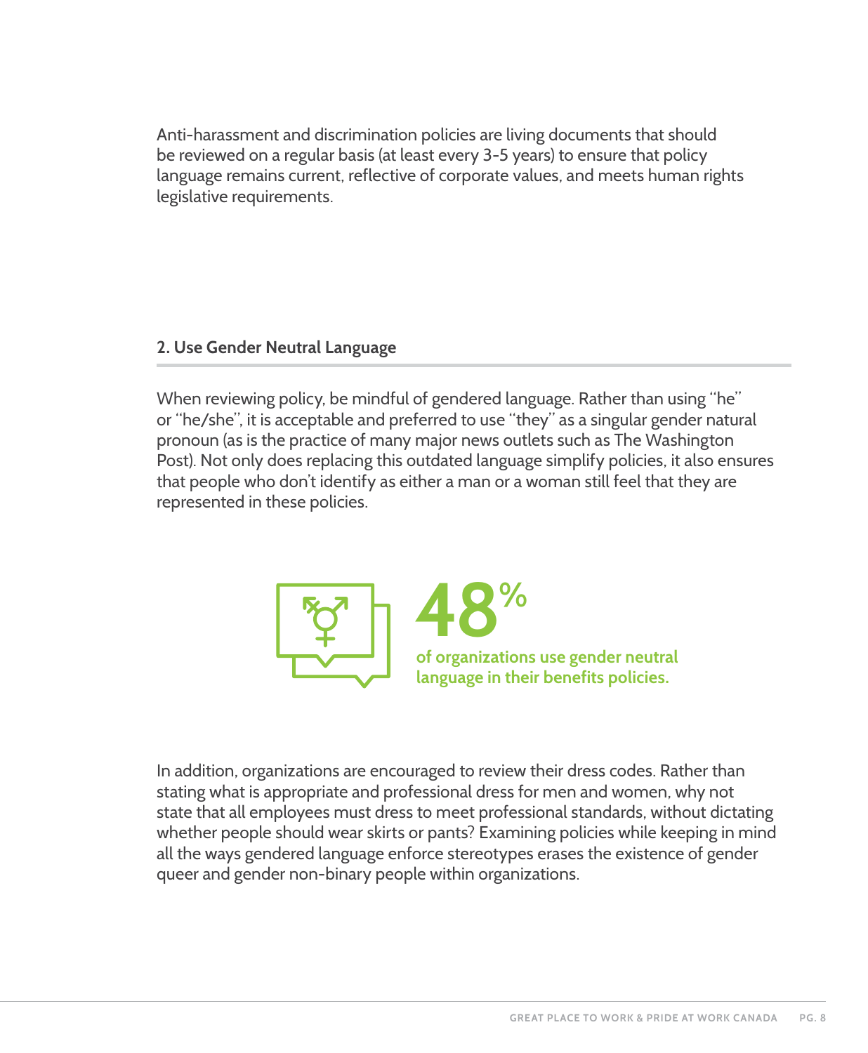Anti-harassment and discrimination policies are living documents that should be reviewed on a regular basis (at least every 3-5 years) to ensure that policy language remains current, reflective of corporate values, and meets human rights legislative requirements.

### 2. Use Gender Neutral Language

When reviewing policy, be mindful of gendered language. Rather than using "he" or "he/she", it is acceptable and preferred to use "they" as a singular gender natural pronoun (as is the practice of many major news outlets such as The Washington Post). Not only does replacing this outdated language simplify policies, it also ensures that people who don't identify as either a man or a woman still feel that they are represented in these policies.

**48%**

**of organizations use gender neutral language in their benefits policies.**

In addition, organizations are encouraged to review their dress codes. Rather than stating what is appropriate and professional dress for men and women, why not state that all employees must dress to meet professional standards, without dictating whether people should wear skirts or pants? Examining policies while keeping in mind all the ways gendered language enforce stereotypes erases the existence of gender queer and gender non-binary people within organizations.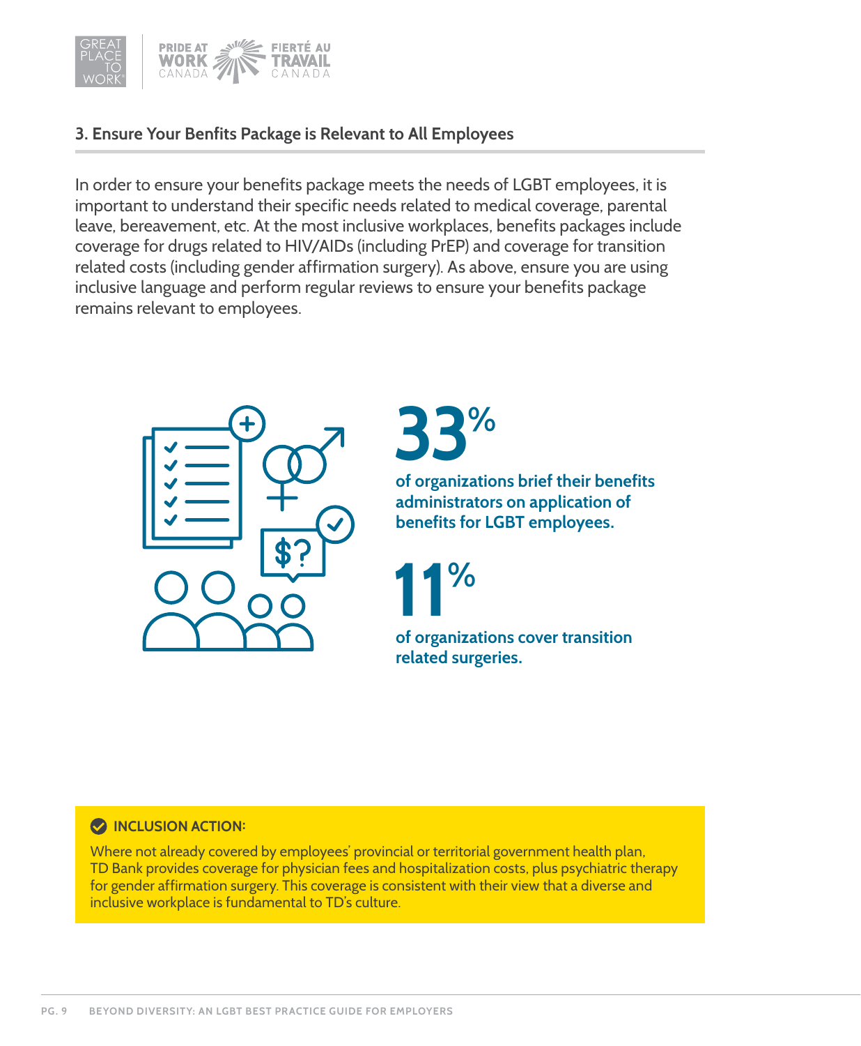### 3. Ensure Your Benfits Package is Relevant to All Employees

In order to ensure your benefits package meets the needs of LGBT employees, it is important to understand their specific needs related to medical coverage, parental leave, bereavement, etc. At the most inclusive workplaces, benefits packages include coverage for drugs related to HIV/AIDs (including PrEP) and coverage for transition related costs (including gender affirmation surgery). As above, ensure you are using inclusive language and perform regular reviews to ensure your benefits package remains relevant to employees.

**33%**

**of organizations brief their benefits administrators on application of benefits for LGBT employees.**

**11%**

**of organizations cover transition related surgeries.**

**INCLUSION ACTION:**

Where not already covered by employees' provincial or territorial government health plan, TD Bank provides coverage for physician fees and hospitalization costs, plus psychiatric therapy for gender affirmation surgery. This coverage is consistent with their view that a diverse and inclusive workplace is fundamental to TD's culture.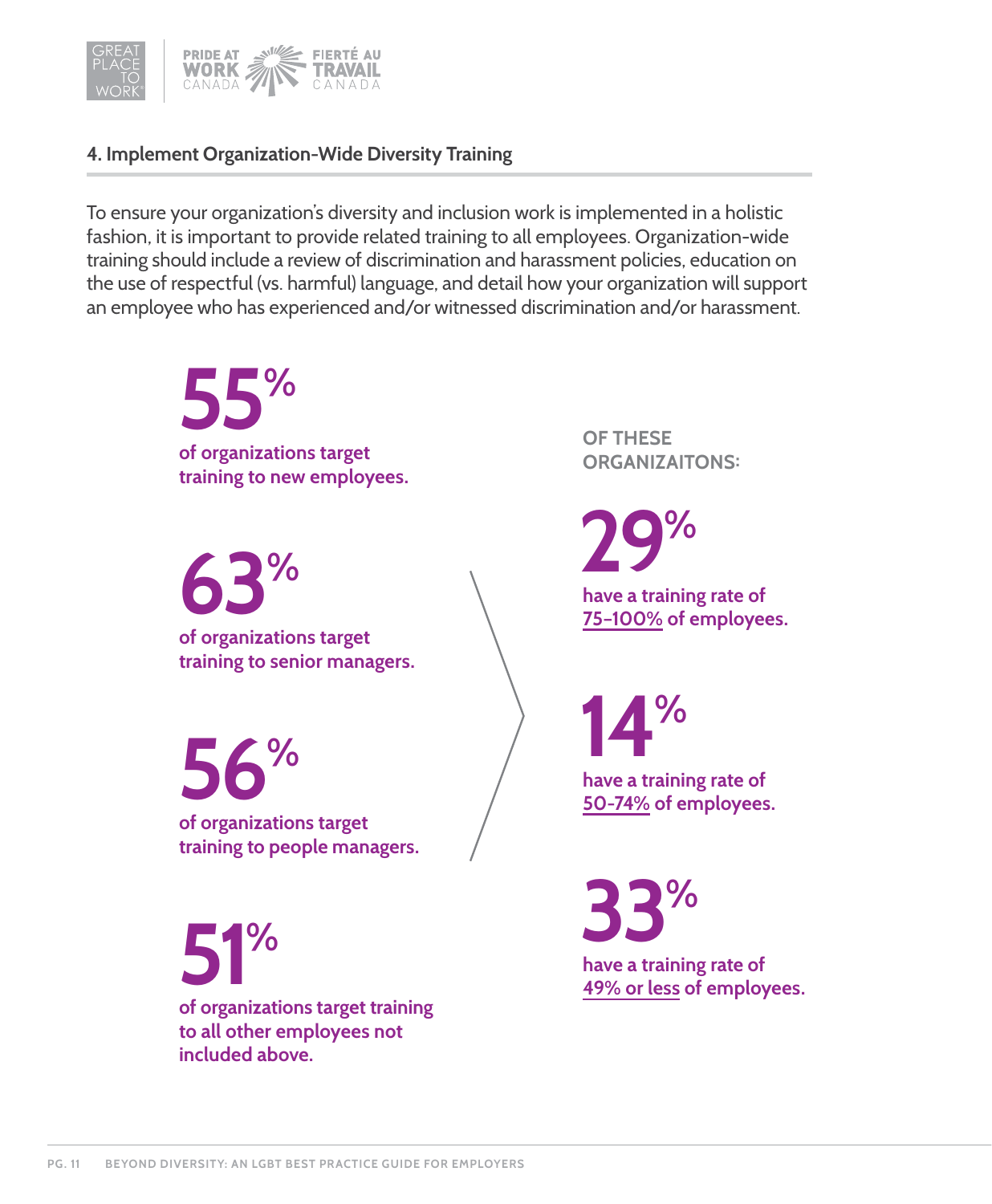### 4. Implement Organization-Wide Diversity Training

To ensure your organization's diversity and inclusion work is implemented in a holistic fashion, it is important to provide related training to all employees. Organization-wide training should include a review of discrimination and harassment policies, education on the use of respectful (vs. harmful) language, and detail how your organization will support an employee who has experienced and/or witnessed discrimination and/or harassment.

**55%** of organizations target training to new employees.

**63%** of organizations target training to senior managers.

**56%** of organizations target training to people managers.

**51%** of organizations target training to all other employees not included above.

**OF THESE ORGANIZAITONS:**

**29%** have a training rate of 75-100% of employees.

**14%** have a training rate of 50-74% of employees.

**33%** have a training rate of 49% or less of employees.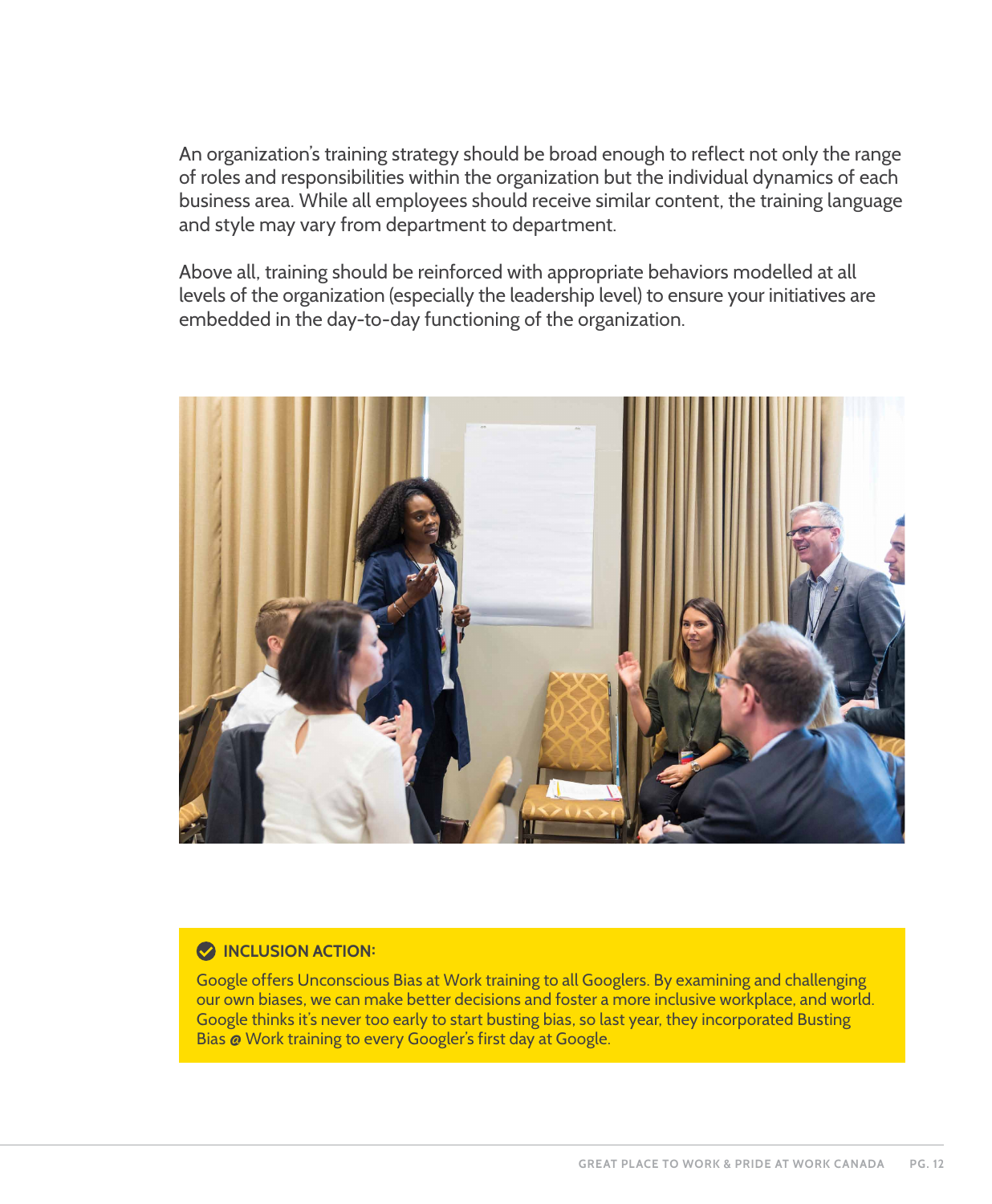An organization's training strategy should be broad enough to reflect not only the range of roles and responsibilities within the organization but the individual dynamics of each business area. While all employees should receive similar content, the training language and style may vary from department to department.

Above all, training should be reinforced with appropriate behaviors modelled at all levels of the organization (especially the leadership level) to ensure your initiatives are embedded in the day-to-day functioning of the organization.

**INCLUSION ACTION:**

Google offers Unconscious Bias at Work training to all Googlers. By examining and challenging our own biases, we can make better decisions and foster a more inclusive workplace, and world. Google thinks it's never too early to start busting bias, so last year, they incorporated Busting Bias @ Work training to every Googler's first day at Google.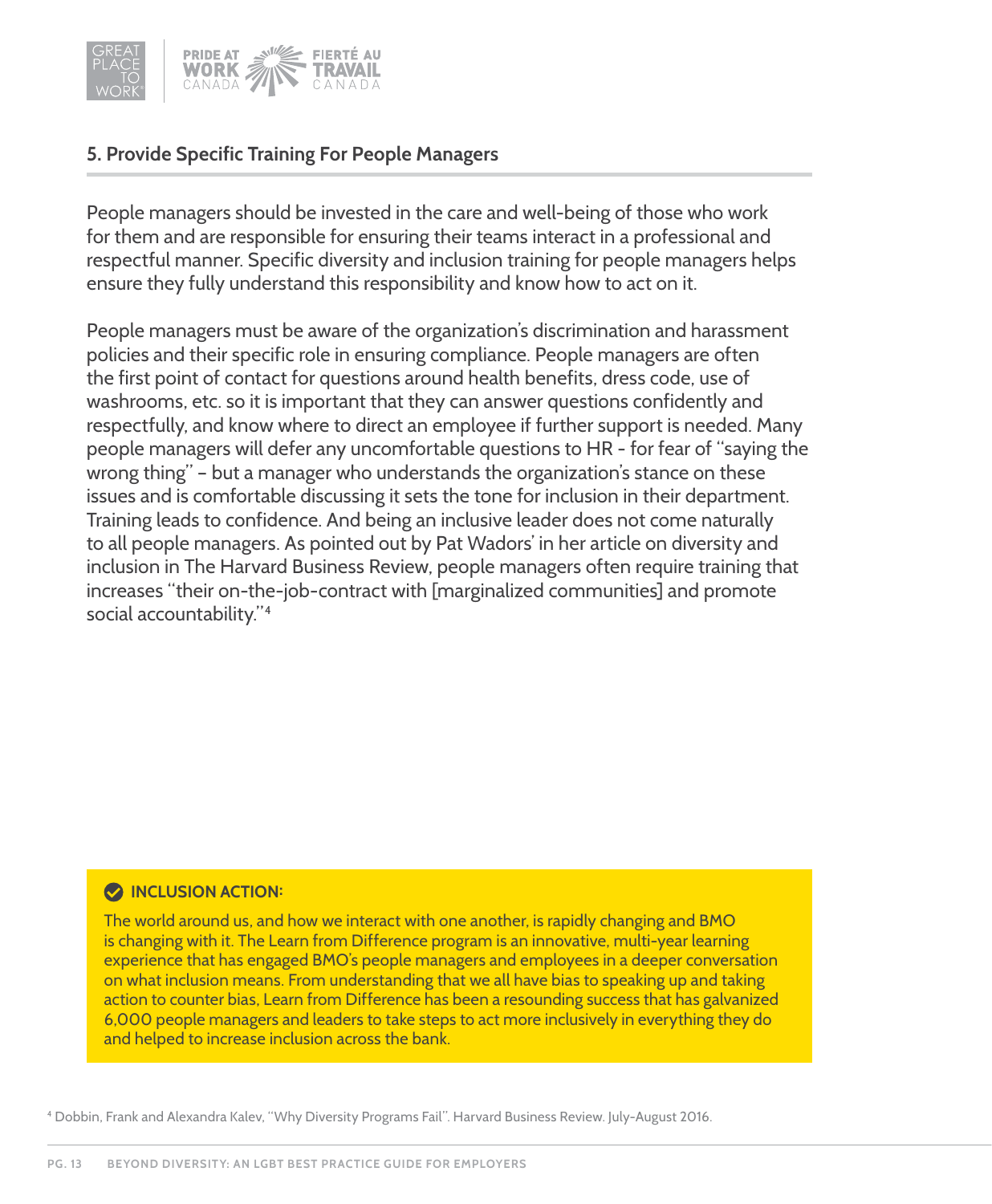## 5. Provide Specific Training For People Managers

People managers should be invested in the care and well-being of those who work for them and are responsible for ensuring their teams interact in a professional and respectful manner. Specific diversity and inclusion training for people managers helps ensure they fully understand this responsibility and know how to act on it.

People managers must be aware of the organization's discrimination and harassment policies and their specific role in ensuring compliance. People managers are often the first point of contact for questions around health benefits, dress code, use of washrooms, etc. so it is important that they can answer questions confidently and respectfully, and know where to direct an employee if further support is needed. Many people managers will defer any uncomfortable questions to HR - for fear of "saying the wrong thing" – but a manager who understands the organization's stance on these issues and is comfortable discussing it sets the tone for inclusion in their department. Training leads to confidence. And being an inclusive leader does not come naturally to all people managers. As pointed out by Pat Wadors' in her article on diversity and inclusion in The Harvard Business Review, people managers often require training that increases "their on-the-job-contract with [marginalized communities] and promote social accountability."[4]

**INCLUSION ACTION:**

The world around us, and how we interact with one another, is rapidly changing and BMO is changing with it. The Learn from Difference program is an innovative, multi-year learning experience that has engaged BMO's people managers and employees in a deeper conversation on what inclusion means. From understanding that we all have bias to speaking up and taking action to counter bias, Learn from Difference has been a resounding success that has galvanized 6,000 people managers and leaders to take steps to act more inclusively in everything they do and helped to increase inclusion across the bank.

[4] Dobbin, Frank and Alexandra Kalev, "Why Diversity Programs Fail". Harvard Business Review. July-August 2016.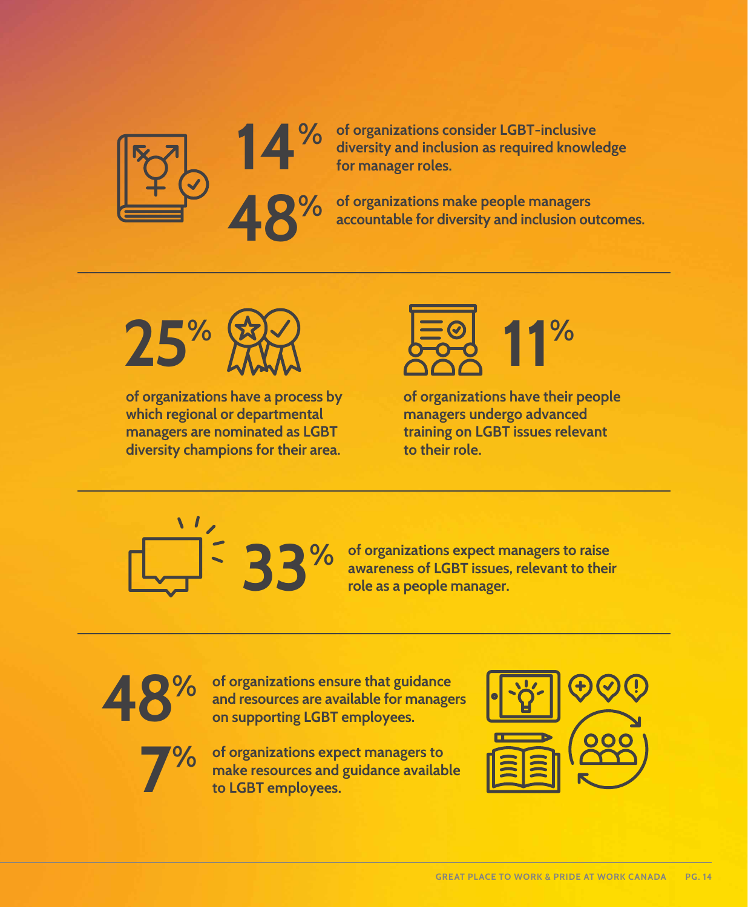**14%** of organizations consider LGBT-inclusive diversity and inclusion as required knowledge for manager roles.

**48%** of organizations make people managers accountable for diversity and inclusion outcomes.

---

**25%** of organizations have a process by which regional or departmental managers are nominated as LGBT diversity champions for their area.

**11%** of organizations have their people managers undergo advanced training on LGBT issues relevant to their role.

---

**33%** of organizations expect managers to raise awareness of LGBT issues, relevant to their role as a people manager.

---

**48%** of organizations ensure that guidance and resources are available for managers on supporting LGBT employees.

**7%** of organizations expect managers to make resources and guidance available to LGBT employees.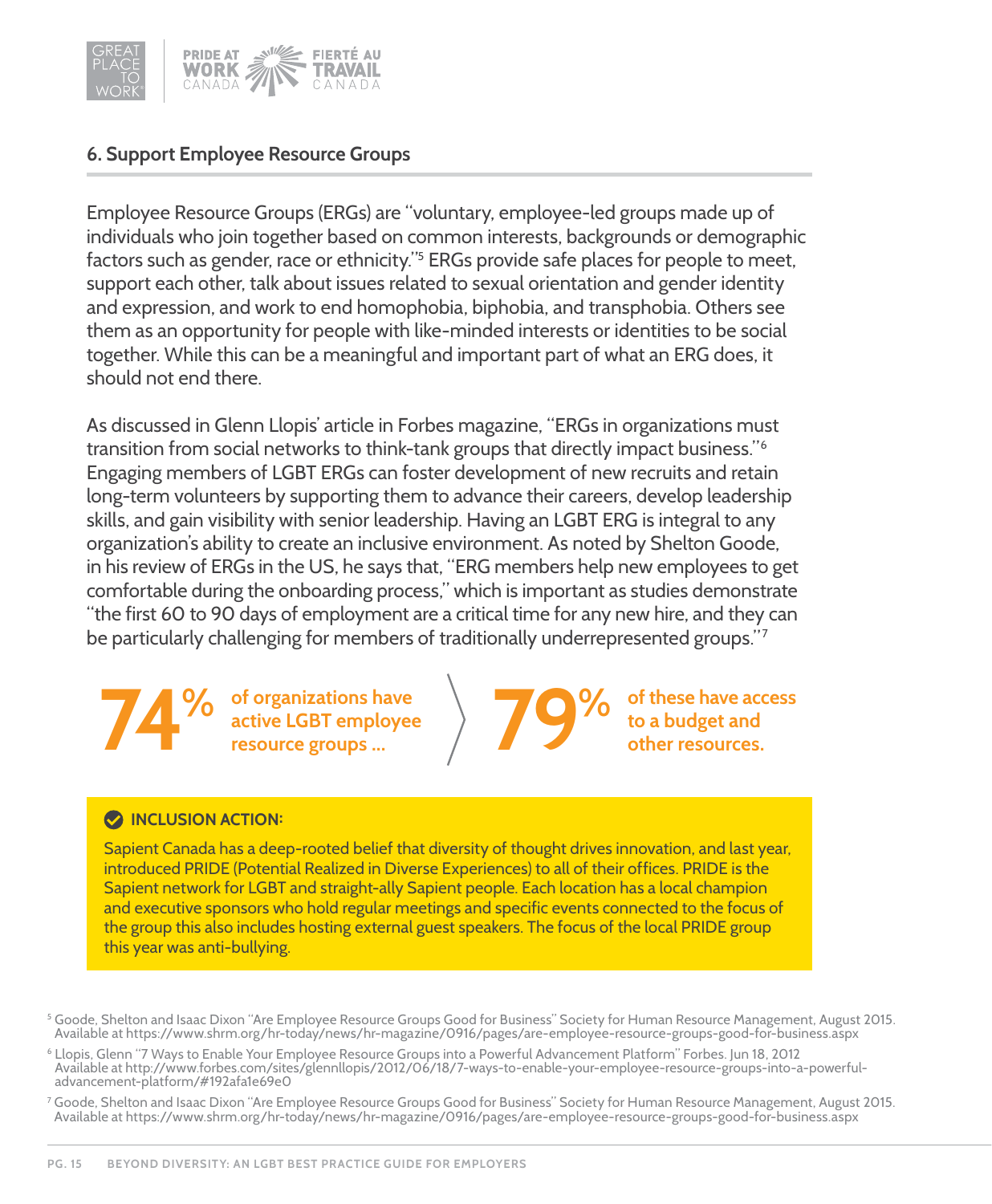## 6. Support Employee Resource Groups

Employee Resource Groups (ERGs) are "voluntary, employee-led groups made up of individuals who join together based on common interests, backgrounds or demographic factors such as gender, race or ethnicity."[5] ERGs provide safe places for people to meet, support each other, talk about issues related to sexual orientation and gender identity and expression, and work to end homophobia, biphobia, and transphobia. Others see them as an opportunity for people with like-minded interests or identities to be social together. While this can be a meaningful and important part of what an ERG does, it should not end there.

As discussed in Glenn Llopis' article in Forbes magazine, "ERGs in organizations must transition from social networks to think-tank groups that directly impact business."[6] Engaging members of LGBT ERGs can foster development of new recruits and retain long-term volunteers by supporting them to advance their careers, develop leadership skills, and gain visibility with senior leadership. Having an LGBT ERG is integral to any organization's ability to create an inclusive environment. As noted by Shelton Goode, in his review of ERGs in the US, he says that, "ERG members help new employees to get comfortable during the onboarding process," which is important as studies demonstrate "the first 60 to 90 days of employment are a critical time for any new hire, and they can be particularly challenging for members of traditionally underrepresented groups."[7]

**74%** of organizations have active LGBT employee resource groups ...

**79%** of these have access to a budget and other resources.

**INCLUSION ACTION:**

Sapient Canada has a deep-rooted belief that diversity of thought drives innovation, and last year, introduced PRIDE (Potential Realized in Diverse Experiences) to all of their offices. PRIDE is the Sapient network for LGBT and straight-ally Sapient people. Each location has a local champion and executive sponsors who hold regular meetings and specific events connected to the focus of the group this also includes hosting external guest speakers. The focus of the local PRIDE group this year was anti-bullying.

[5] Goode, Shelton and Isaac Dixon "Are Employee Resource Groups Good for Business" Society for Human Resource Management, August 2015. Available at https://www.shrm.org/hr-today/news/hr-magazine/0916/pages/are-employee-resource-groups-good-for-business.aspx

[6] Llopis, Glenn "7 Ways to Enable Your Employee Resource Groups into a Powerful Advancement Platform" Forbes. Jun 18, 2012 Available at http://www.forbes.com/sites/glennllopis/2012/06/18/7-ways-to-enable-your-employee-resource-groups-into-a-powerful-advancement-platform/#192afa1e69e0

[7] Goode, Shelton and Isaac Dixon "Are Employee Resource Groups Good for Business" Society for Human Resource Management, August 2015. Available at https://www.shrm.org/hr-today/news/hr-magazine/0916/pages/are-employee-resource-groups-good-for-business.aspx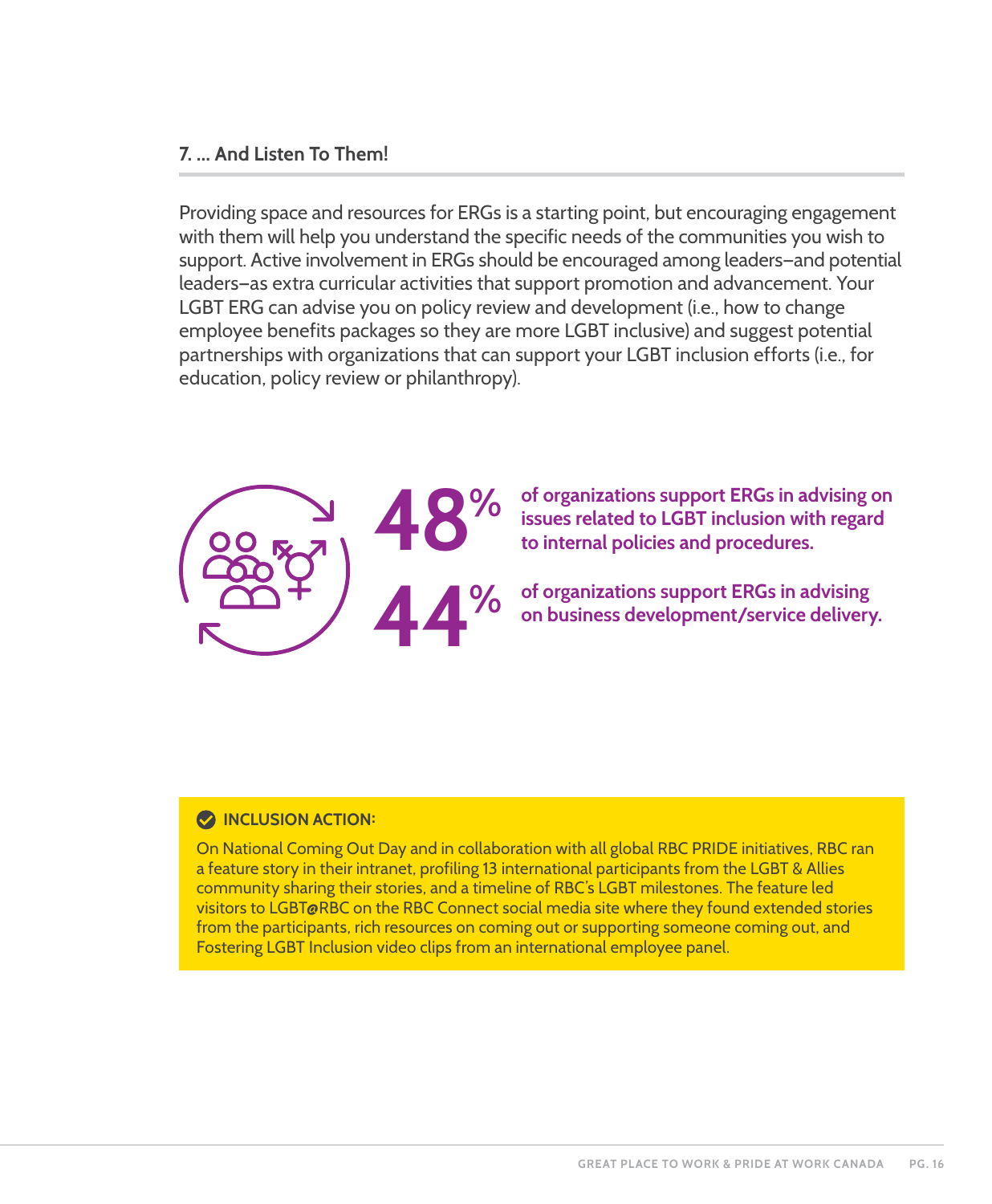### 7. ... And Listen To Them!

Providing space and resources for ERGs is a starting point, but encouraging engagement with them will help you understand the specific needs of the communities you wish to support. Active involvement in ERGs should be encouraged among leaders–and potential leaders–as extra curricular activities that support promotion and advancement. Your LGBT ERG can advise you on policy review and development (i.e., how to change employee benefits packages so they are more LGBT inclusive) and suggest potential partnerships with organizations that can support your LGBT inclusion efforts (i.e., for education, policy review or philanthropy).

**48%** **of organizations support ERGs in advising on issues related to LGBT inclusion with regard to internal policies and procedures.**

**44%** **of organizations support ERGs in advising on business development/service delivery.**

**INCLUSION ACTION:**

On National Coming Out Day and in collaboration with all global RBC PRIDE initiatives, RBC ran a feature story in their intranet, profiling 13 international participants from the LGBT & Allies community sharing their stories, and a timeline of RBC's LGBT milestones. The feature led visitors to LGBT@RBC on the RBC Connect social media site where they found extended stories from the participants, rich resources on coming out or supporting someone coming out, and Fostering LGBT Inclusion video clips from an international employee panel.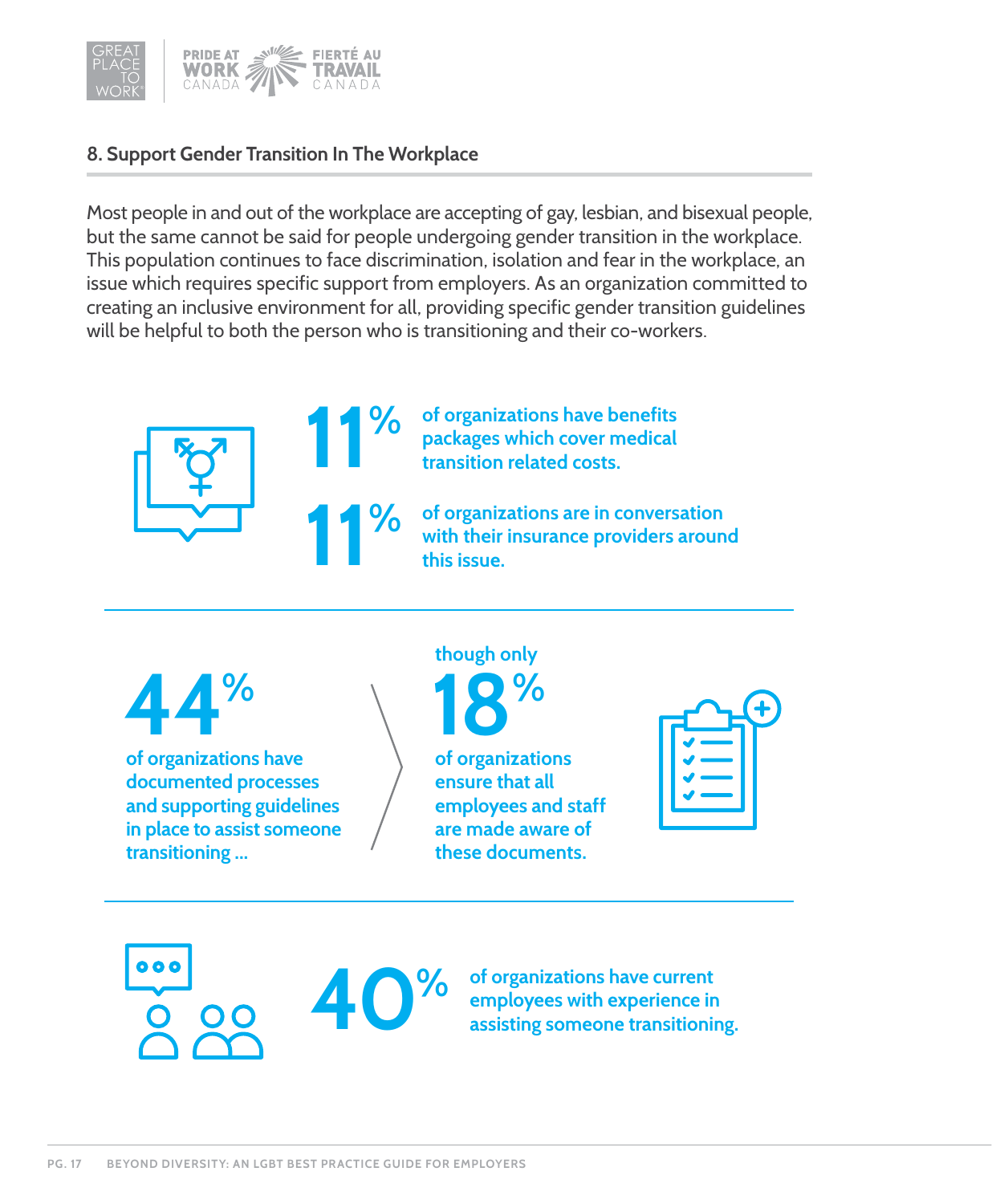## 8. Support Gender Transition In The Workplace

Most people in and out of the workplace are accepting of gay, lesbian, and bisexual people, but the same cannot be said for people undergoing gender transition in the workplace. This population continues to face discrimination, isolation and fear in the workplace, an issue which requires specific support from employers. As an organization committed to creating an inclusive environment for all, providing specific gender transition guidelines will be helpful to both the person who is transitioning and their co-workers.

**11%** of organizations have benefits packages which cover medical transition related costs.

**11%** of organizations are in conversation with their insurance providers around this issue.

**44%** of organizations have documented processes and supporting guidelines in place to assist someone transitioning ...

though only **18%** of organizations ensure that all employees and staff are made aware of these documents.

**40%** of organizations have current employees with experience in assisting someone transitioning.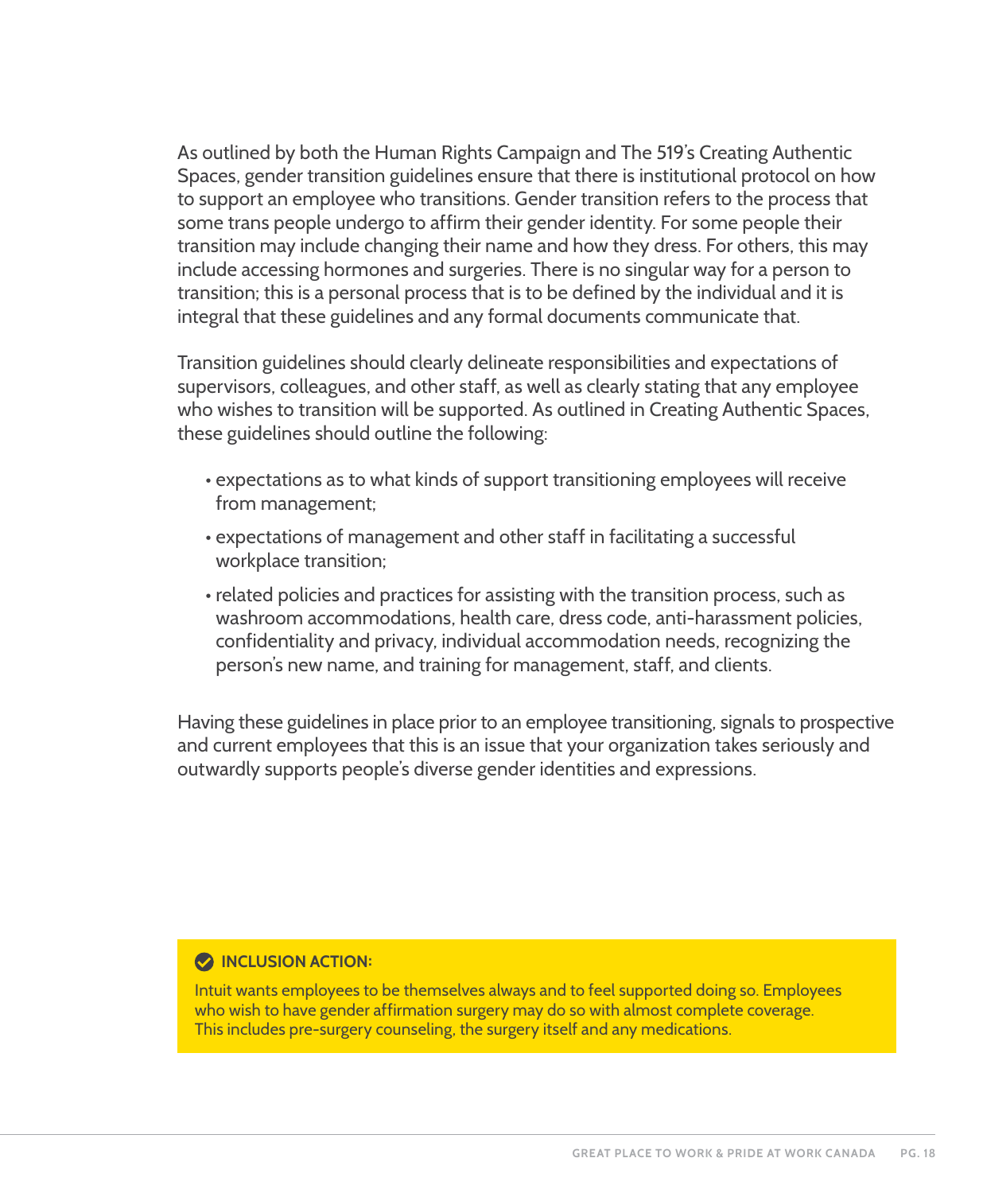As outlined by both the Human Rights Campaign and The 519's Creating Authentic Spaces, gender transition guidelines ensure that there is institutional protocol on how to support an employee who transitions. Gender transition refers to the process that some trans people undergo to affirm their gender identity. For some people their transition may include changing their name and how they dress. For others, this may include accessing hormones and surgeries. There is no singular way for a person to transition; this is a personal process that is to be defined by the individual and it is integral that these guidelines and any formal documents communicate that.

Transition guidelines should clearly delineate responsibilities and expectations of supervisors, colleagues, and other staff, as well as clearly stating that any employee who wishes to transition will be supported. As outlined in Creating Authentic Spaces, these guidelines should outline the following:

- expectations as to what kinds of support transitioning employees will receive from management;
- expectations of management and other staff in facilitating a successful workplace transition;
- related policies and practices for assisting with the transition process, such as washroom accommodations, health care, dress code, anti-harassment policies, confidentiality and privacy, individual accommodation needs, recognizing the person's new name, and training for management, staff, and clients.

Having these guidelines in place prior to an employee transitioning, signals to prospective and current employees that this is an issue that your organization takes seriously and outwardly supports people's diverse gender identities and expressions.

**INCLUSION ACTION:**

Intuit wants employees to be themselves always and to feel supported doing so. Employees who wish to have gender affirmation surgery may do so with almost complete coverage. This includes pre-surgery counseling, the surgery itself and any medications.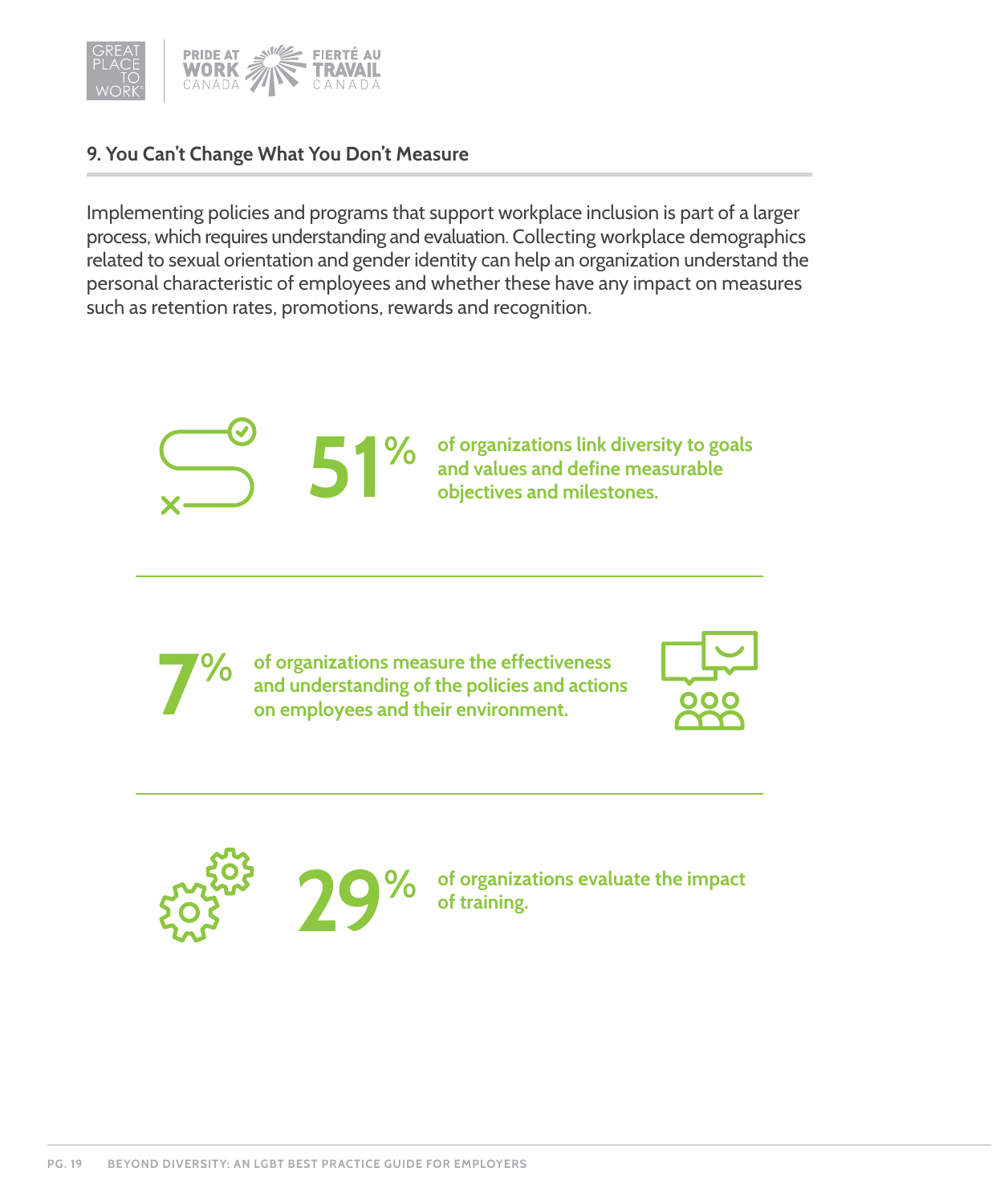## 9. You Can't Change What You Don't Measure

Implementing policies and programs that support workplace inclusion is part of a larger process, which requires understanding and evaluation. Collecting workplace demographics related to sexual orientation and gender identity can help an organization understand the personal characteristic of employees and whether these have any impact on measures such as retention rates, promotions, rewards and recognition.

**51%** of organizations link diversity to goals and values and define measurable objectives and milestones.

**7%** of organizations measure the effectiveness and understanding of the policies and actions on employees and their environment.

**29%** of organizations evaluate the impact of training.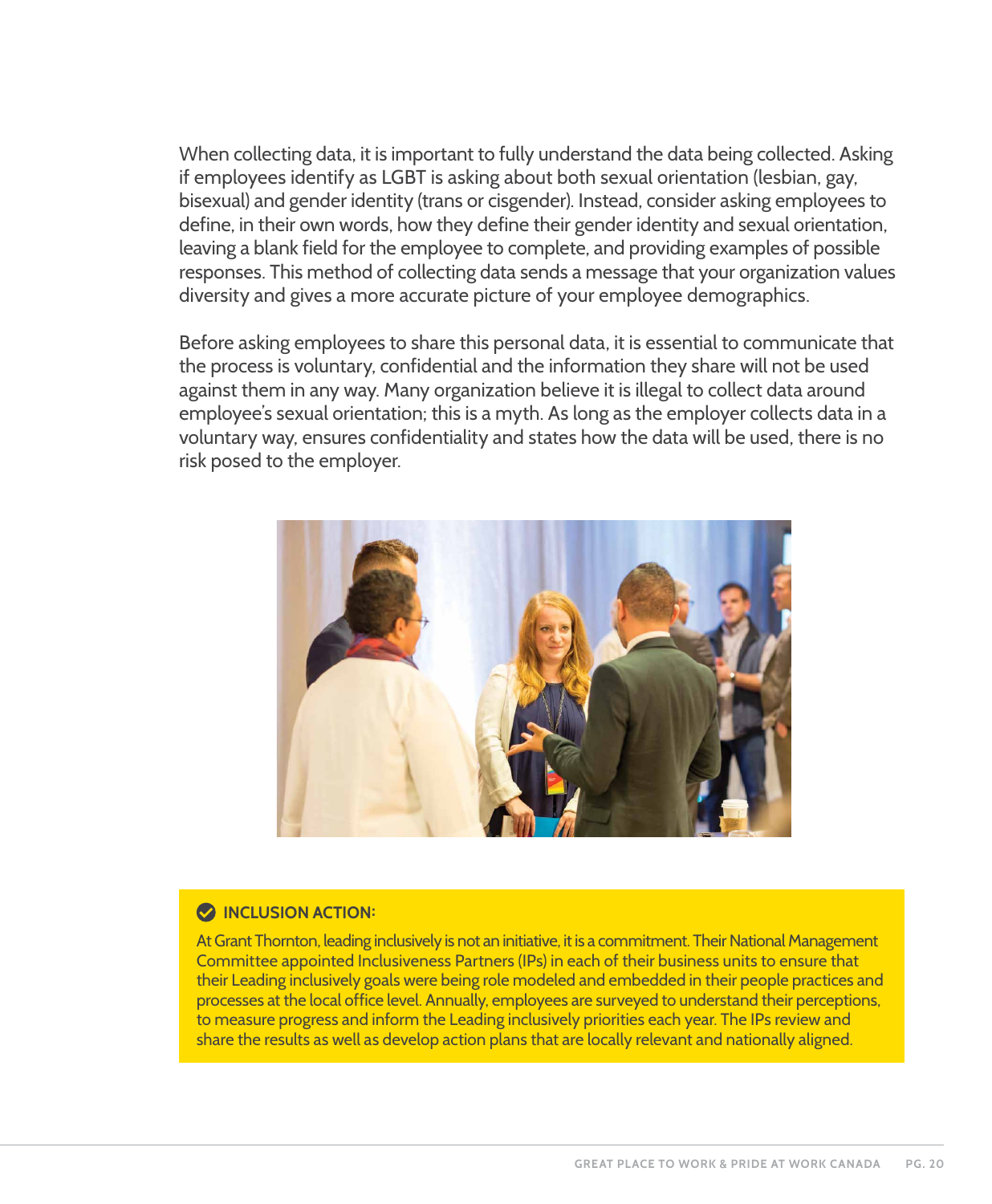When collecting data, it is important to fully understand the data being collected. Asking if employees identify as LGBT is asking about both sexual orientation (lesbian, gay, bisexual) and gender identity (trans or cisgender). Instead, consider asking employees to define, in their own words, how they define their gender identity and sexual orientation, leaving a blank field for the employee to complete, and providing examples of possible responses. This method of collecting data sends a message that your organization values diversity and gives a more accurate picture of your employee demographics.

Before asking employees to share this personal data, it is essential to communicate that the process is voluntary, confidential and the information they share will not be used against them in any way. Many organization believe it is illegal to collect data around employee's sexual orientation; this is a myth. As long as the employer collects data in a voluntary way, ensures confidentiality and states how the data will be used, there is no risk posed to the employer.

**INCLUSION ACTION:**

At Grant Thornton, leading inclusively is not an initiative, it is a commitment. Their National Management Committee appointed Inclusiveness Partners (IPs) in each of their business units to ensure that their Leading inclusively goals were being role modeled and embedded in their people practices and processes at the local office level. Annually, employees are surveyed to understand their perceptions, to measure progress and inform the Leading inclusively priorities each year. The IPs review and share the results as well as develop action plans that are locally relevant and nationally aligned.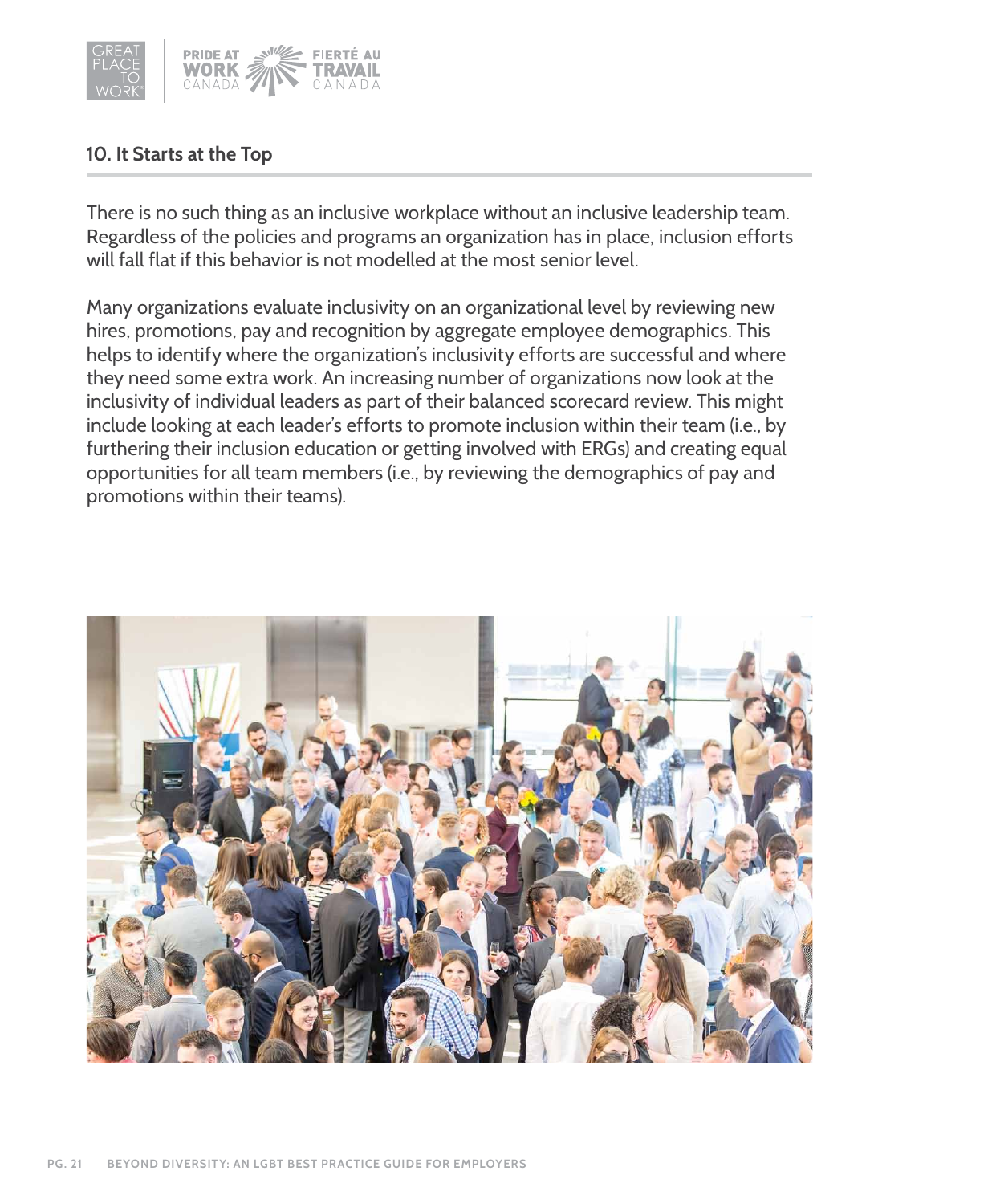## 10. It Starts at the Top

There is no such thing as an inclusive workplace without an inclusive leadership team. Regardless of the policies and programs an organization has in place, inclusion efforts will fall flat if this behavior is not modelled at the most senior level.

Many organizations evaluate inclusivity on an organizational level by reviewing new hires, promotions, pay and recognition by aggregate employee demographics. This helps to identify where the organization's inclusivity efforts are successful and where they need some extra work. An increasing number of organizations now look at the inclusivity of individual leaders as part of their balanced scorecard review. This might include looking at each leader's efforts to promote inclusion within their team (i.e., by furthering their inclusion education or getting involved with ERGs) and creating equal opportunities for all team members (i.e., by reviewing the demographics of pay and promotions within their teams).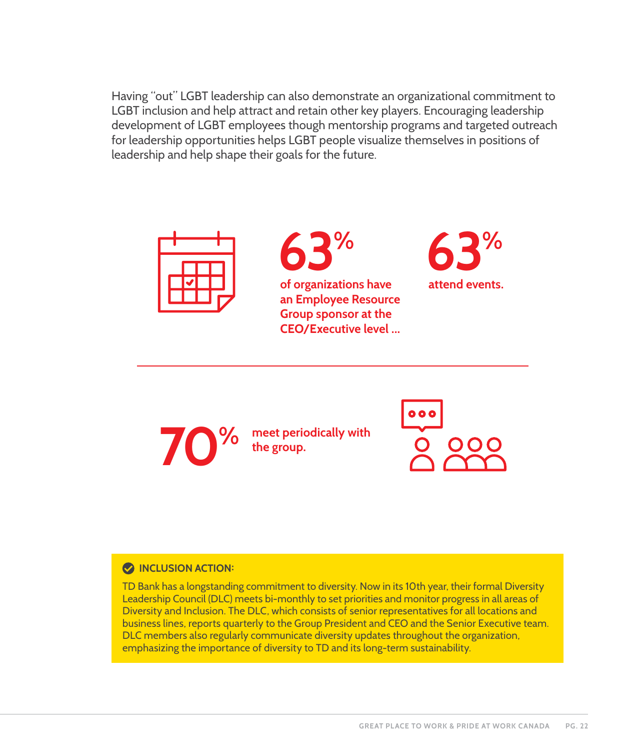Having "out" LGBT leadership can also demonstrate an organizational commitment to LGBT inclusion and help attract and retain other key players. Encouraging leadership development of LGBT employees though mentorship programs and targeted outreach for leadership opportunities helps LGBT people visualize themselves in positions of leadership and help shape their goals for the future.

**63%** of organizations have an Employee Resource Group sponsor at the CEO/Executive level ...

**63%** attend events.

**70%** meet periodically with the group.

**INCLUSION ACTION:**

TD Bank has a longstanding commitment to diversity. Now in its 10th year, their formal Diversity Leadership Council (DLC) meets bi-monthly to set priorities and monitor progress in all areas of Diversity and Inclusion. The DLC, which consists of senior representatives for all locations and business lines, reports quarterly to the Group President and CEO and the Senior Executive team. DLC members also regularly communicate diversity updates throughout the organization, emphasizing the importance of diversity to TD and its long-term sustainability.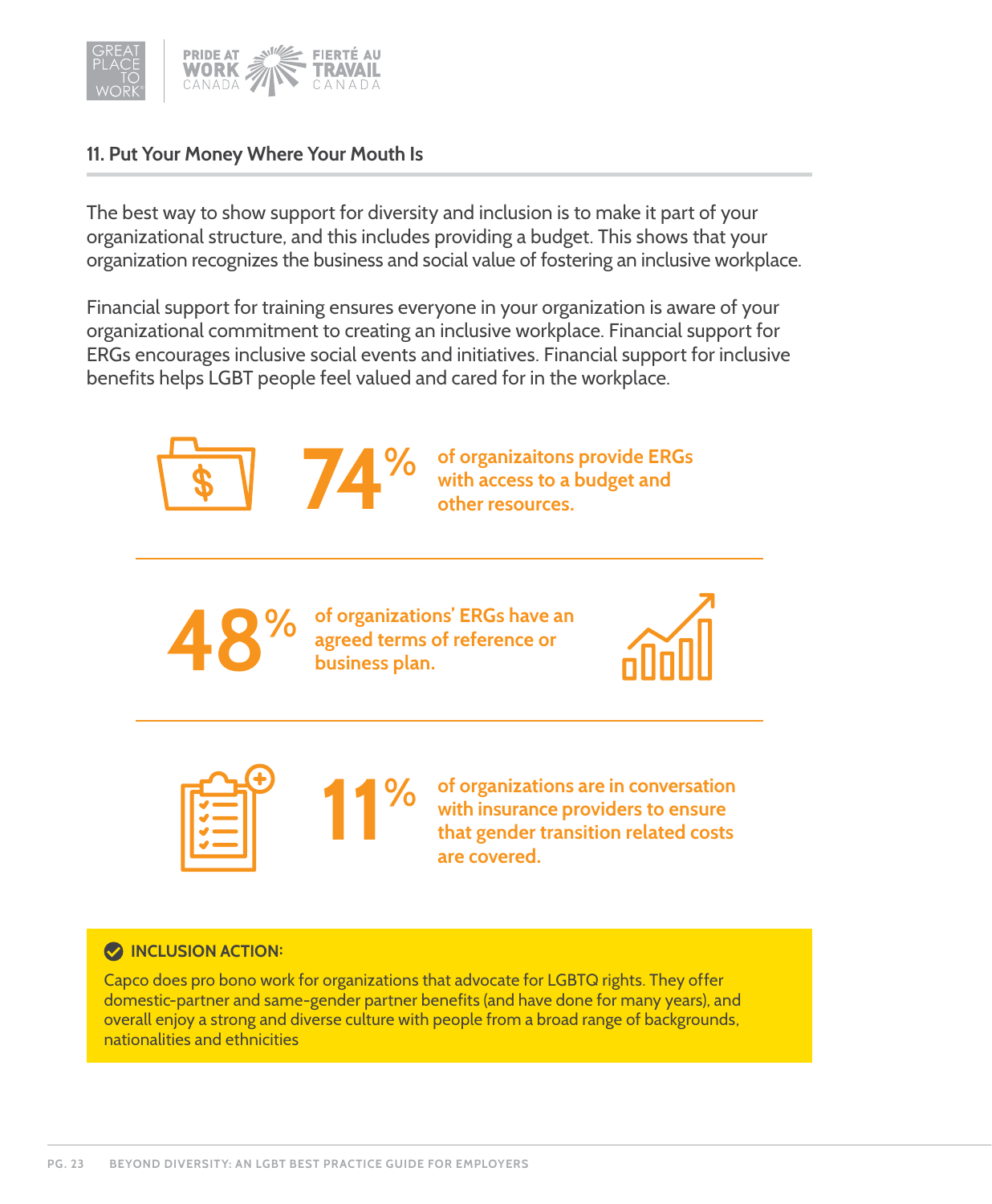## 11. Put Your Money Where Your Mouth Is

The best way to show support for diversity and inclusion is to make it part of your organizational structure, and this includes providing a budget. This shows that your organization recognizes the business and social value of fostering an inclusive workplace.

Financial support for training ensures everyone in your organization is aware of your organizational commitment to creating an inclusive workplace. Financial support for ERGs encourages inclusive social events and initiatives. Financial support for inclusive benefits helps LGBT people feel valued and cared for in the workplace.

**74%** of organizaitons provide ERGs with access to a budget and other resources.

**48%** of organizations' ERGs have an agreed terms of reference or business plan.

**11%** of organizations are in conversation with insurance providers to ensure that gender transition related costs are covered.

**INCLUSION ACTION:**

Capco does pro bono work for organizations that advocate for LGBTQ rights. They offer domestic-partner and same-gender partner benefits (and have done for many years), and overall enjoy a strong and diverse culture with people from a broad range of backgrounds, nationalities and ethnicities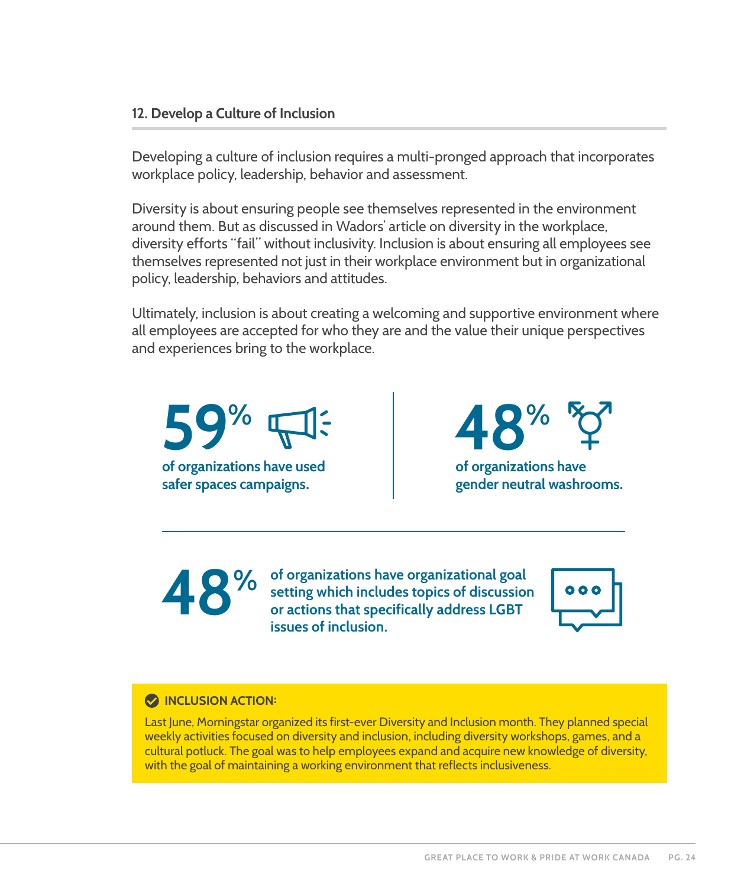## 12. Develop a Culture of Inclusion

Developing a culture of inclusion requires a multi-pronged approach that incorporates workplace policy, leadership, behavior and assessment.

Diversity is about ensuring people see themselves represented in the environment around them. But as discussed in Wadors' article on diversity in the workplace, diversity efforts "fail" without inclusivity. Inclusion is about ensuring all employees see themselves represented not just in their workplace environment but in organizational policy, leadership, behaviors and attitudes.

Ultimately, inclusion is about creating a welcoming and supportive environment where all employees are accepted for who they are and the value their unique perspectives and experiences bring to the workplace.

**59%** of organizations have used safer spaces campaigns.

**48%** of organizations have gender neutral washrooms.

**48%** of organizations have organizational goal setting which includes topics of discussion or actions that specifically address LGBT issues of inclusion.

**INCLUSION ACTION:**

Last June, Morningstar organized its first-ever Diversity and Inclusion month. They planned special weekly activities focused on diversity and inclusion, including diversity workshops, games, and a cultural potluck. The goal was to help employees expand and acquire new knowledge of diversity, with the goal of maintaining a working environment that reflects inclusiveness.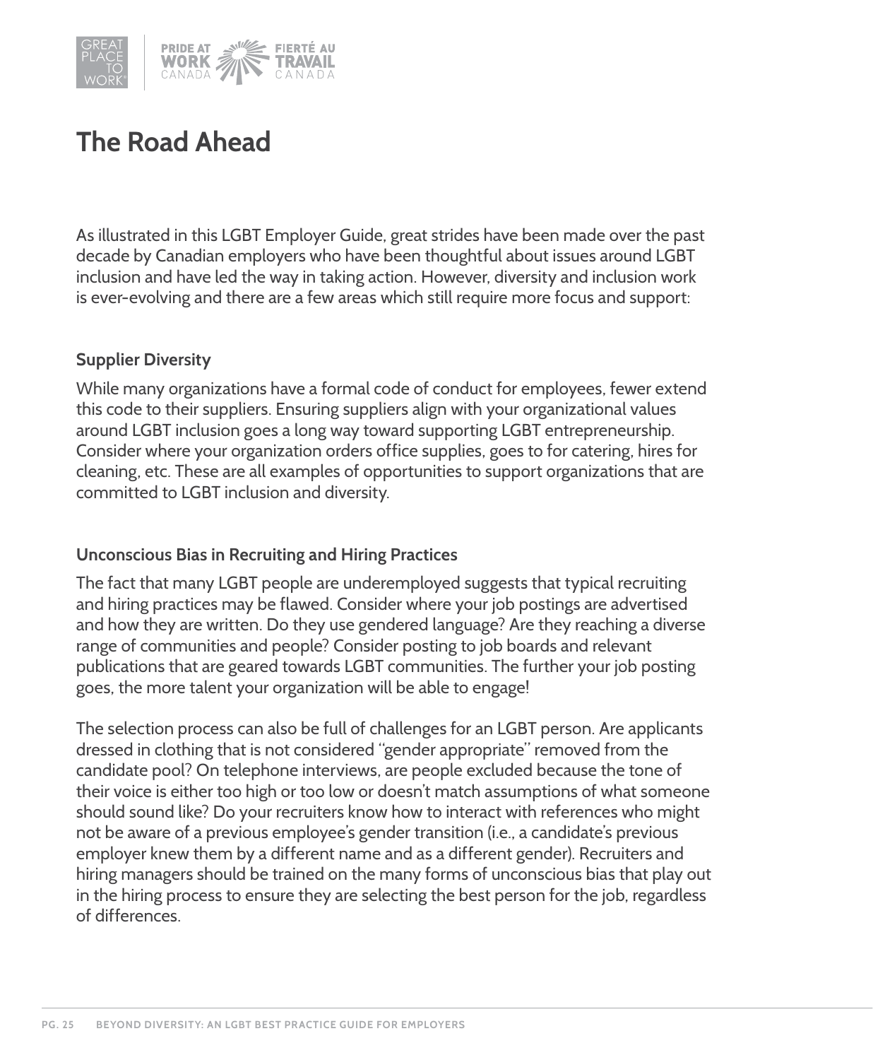# The Road Ahead

As illustrated in this LGBT Employer Guide, great strides have been made over the past decade by Canadian employers who have been thoughtful about issues around LGBT inclusion and have led the way in taking action. However, diversity and inclusion work is ever-evolving and there are a few areas which still require more focus and support:

### Supplier Diversity

While many organizations have a formal code of conduct for employees, fewer extend this code to their suppliers. Ensuring suppliers align with your organizational values around LGBT inclusion goes a long way toward supporting LGBT entrepreneurship. Consider where your organization orders office supplies, goes to for catering, hires for cleaning, etc. These are all examples of opportunities to support organizations that are committed to LGBT inclusion and diversity.

### Unconscious Bias in Recruiting and Hiring Practices

The fact that many LGBT people are underemployed suggests that typical recruiting and hiring practices may be flawed. Consider where your job postings are advertised and how they are written. Do they use gendered language? Are they reaching a diverse range of communities and people? Consider posting to job boards and relevant publications that are geared towards LGBT communities. The further your job posting goes, the more talent your organization will be able to engage!

The selection process can also be full of challenges for an LGBT person. Are applicants dressed in clothing that is not considered "gender appropriate" removed from the candidate pool? On telephone interviews, are people excluded because the tone of their voice is either too high or too low or doesn't match assumptions of what someone should sound like? Do your recruiters know how to interact with references who might not be aware of a previous employee's gender transition (i.e., a candidate's previous employer knew them by a different name and as a different gender). Recruiters and hiring managers should be trained on the many forms of unconscious bias that play out in the hiring process to ensure they are selecting the best person for the job, regardless of differences.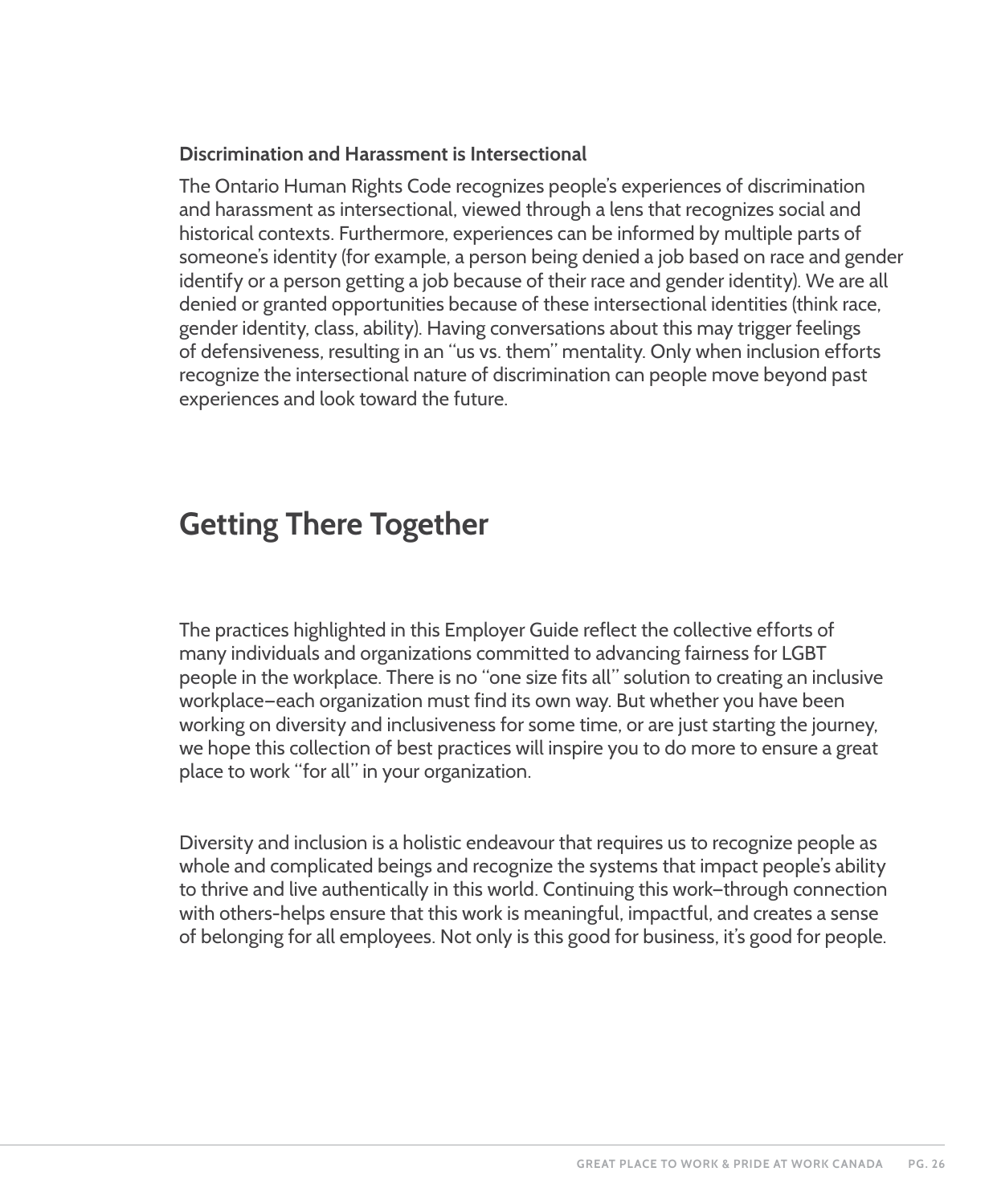### Discrimination and Harassment is Intersectional

The Ontario Human Rights Code recognizes people's experiences of discrimination and harassment as intersectional, viewed through a lens that recognizes social and historical contexts. Furthermore, experiences can be informed by multiple parts of someone's identity (for example, a person being denied a job based on race and gender identify or a person getting a job because of their race and gender identity). We are all denied or granted opportunities because of these intersectional identities (think race, gender identity, class, ability). Having conversations about this may trigger feelings of defensiveness, resulting in an "us vs. them" mentality. Only when inclusion efforts recognize the intersectional nature of discrimination can people move beyond past experiences and look toward the future.

## Getting There Together

The practices highlighted in this Employer Guide reflect the collective efforts of many individuals and organizations committed to advancing fairness for LGBT people in the workplace. There is no "one size fits all" solution to creating an inclusive workplace–each organization must find its own way. But whether you have been working on diversity and inclusiveness for some time, or are just starting the journey, we hope this collection of best practices will inspire you to do more to ensure a great place to work "for all" in your organization.

Diversity and inclusion is a holistic endeavour that requires us to recognize people as whole and complicated beings and recognize the systems that impact people's ability to thrive and live authentically in this world. Continuing this work–through connection with others-helps ensure that this work is meaningful, impactful, and creates a sense of belonging for all employees. Not only is this good for business, it's good for people.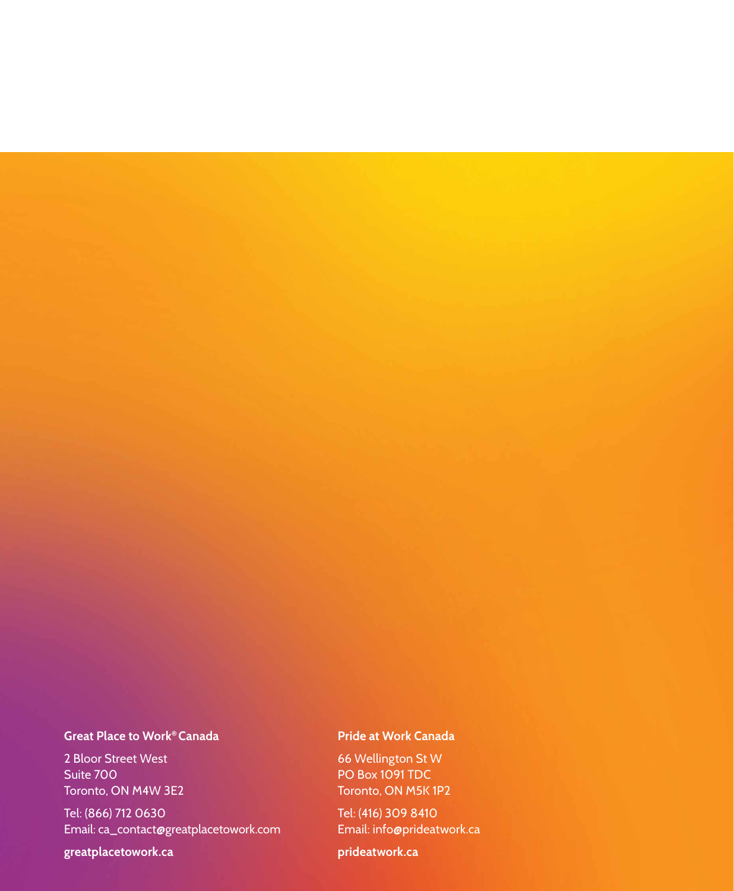**Great Place to Work® Canada**

2 Bloor Street West
Suite 700
Toronto, ON M4W 3E2

Tel: (866) 712 0630
Email: ca_contact@greatplacetowork.com

**greatplacetowork.ca**

**Pride at Work Canada**

66 Wellington St W
PO Box 1091 TDC
Toronto, ON M5K 1P2

Tel: (416) 309 8410
Email: info@prideatwork.ca

**prideatwork.ca**